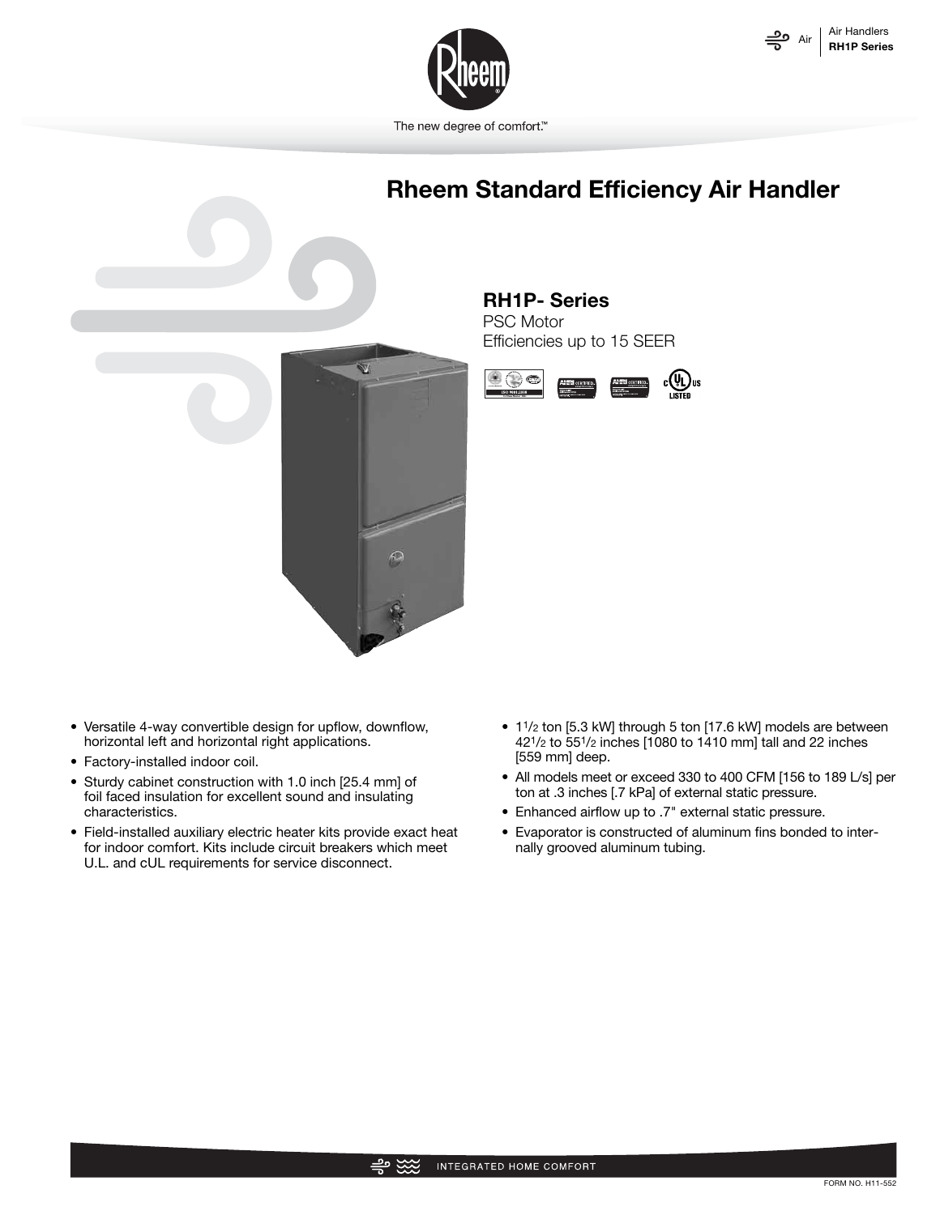# Rheem Standard Efficiency Air Handler

## RH1P- Series

PSC Motor
Efficiencies up to 15 SEER

- Versatile 4-way convertible design for upflow, downflow, horizontal left and horizontal right applications.
- Factory-installed indoor coil.
- Sturdy cabinet construction with 1.0 inch [25.4 mm] of foil faced insulation for excellent sound and insulating characteristics.
- Field-installed auxiliary electric heater kits provide exact heat for indoor comfort. Kits include circuit breakers which meet U.L. and cUL requirements for service disconnect.
- 1 1/2 ton [5.3 kW] through 5 ton [17.6 kW] models are between 42 1/2 to 55 1/2 inches [1080 to 1410 mm] tall and 22 inches [559 mm] deep.
- All models meet or exceed 330 to 400 CFM [156 to 189 L/s] per ton at .3 inches [.7 kPa] of external static pressure.
- Enhanced airflow up to .7" external static pressure.
- Evaporator is constructed of aluminum fins bonded to internally grooved aluminum tubing.

FORM NO. H11-552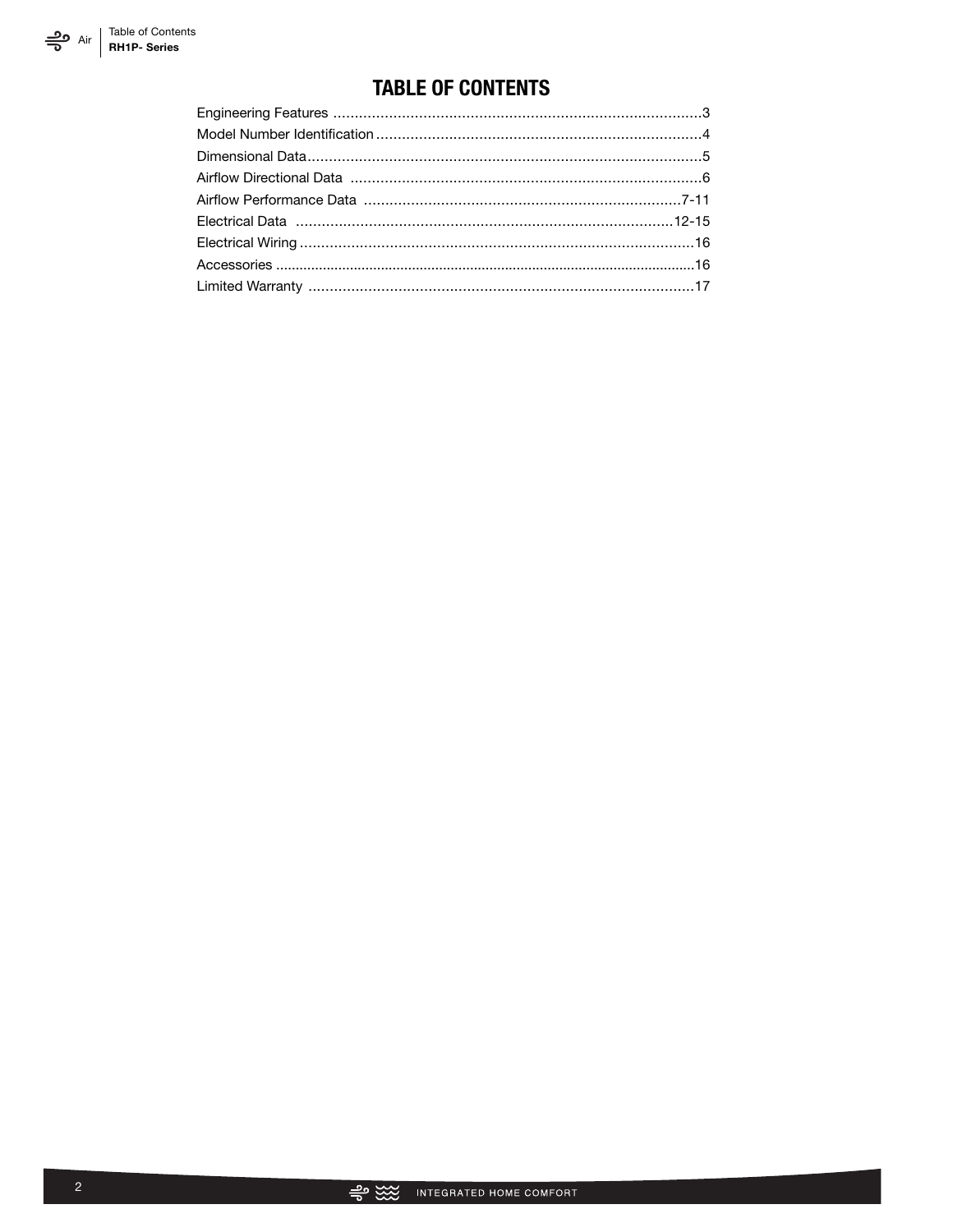# TABLE OF CONTENTS

Engineering Features ....................................................................................3
Model Number Identification ..........................................................................4
Dimensional Data..........................................................................................5
Airflow Directional Data ................................................................................6
Airflow Performance Data .........................................................................7-11
Electrical Data .......................................................................................12-15
Electrical Wiring ..........................................................................................16
Accessories ..................................................................................................16
Limited Warranty ........................................................................................17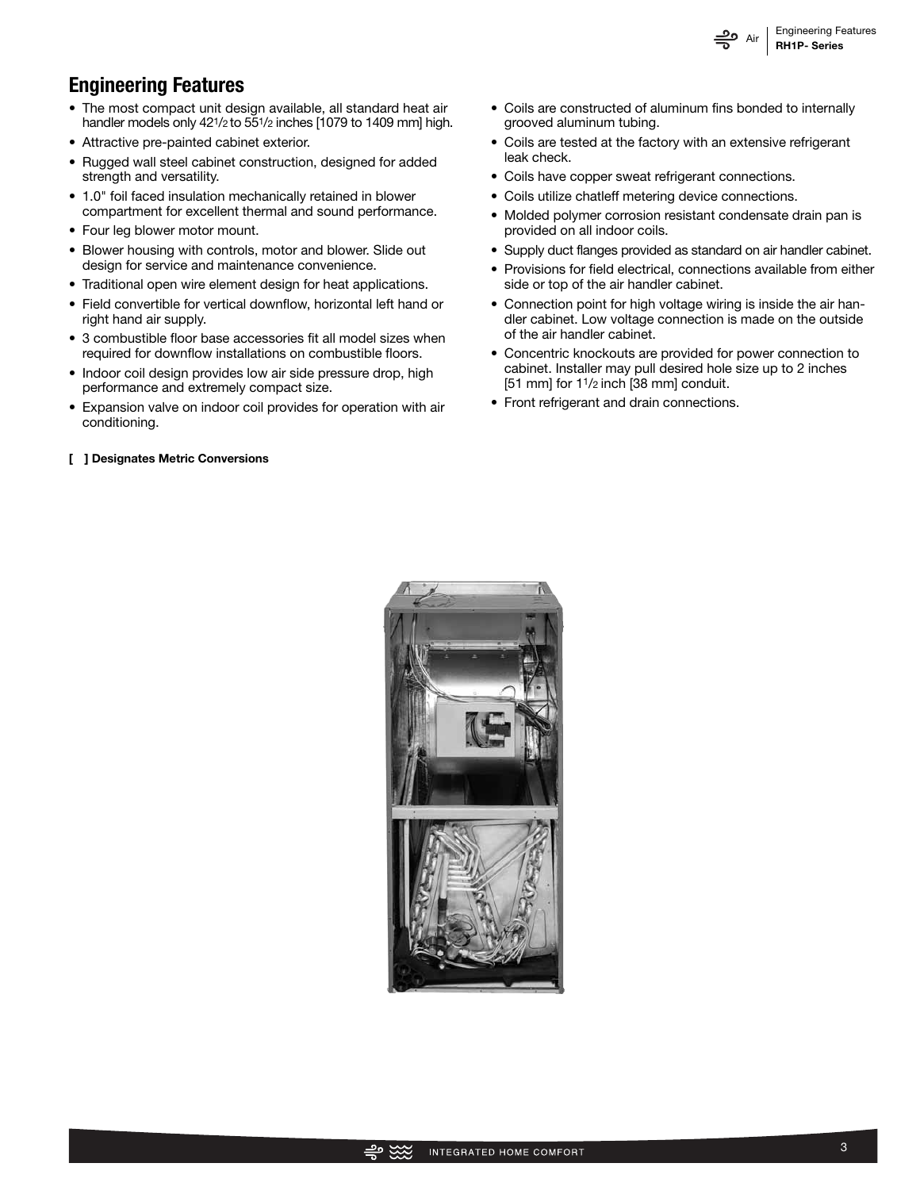## Engineering Features

- The most compact unit design available, all standard heat air handler models only 42 1/2 to 55 1/2 inches [1079 to 1409 mm] high.
- Attractive pre-painted cabinet exterior.
- Rugged wall steel cabinet construction, designed for added strength and versatility.
- 1.0" foil faced insulation mechanically retained in blower compartment for excellent thermal and sound performance.
- Four leg blower motor mount.
- Blower housing with controls, motor and blower. Slide out design for service and maintenance convenience.
- Traditional open wire element design for heat applications.
- Field convertible for vertical downflow, horizontal left hand or right hand air supply.
- 3 combustible floor base accessories fit all model sizes when required for downflow installations on combustible floors.
- Indoor coil design provides low air side pressure drop, high performance and extremely compact size.
- Expansion valve on indoor coil provides for operation with air conditioning.
- Coils are constructed of aluminum fins bonded to internally grooved aluminum tubing.
- Coils are tested at the factory with an extensive refrigerant leak check.
- Coils have copper sweat refrigerant connections.
- Coils utilize chatleff metering device connections.
- Molded polymer corrosion resistant condensate drain pan is provided on all indoor coils.
- Supply duct flanges provided as standard on air handler cabinet.
- Provisions for field electrical, connections available from either side or top of the air handler cabinet.
- Connection point for high voltage wiring is inside the air handler cabinet. Low voltage connection is made on the outside of the air handler cabinet.
- Concentric knockouts are provided for power connection to cabinet. Installer may pull desired hole size up to 2 inches [51 mm] for 1 1/2 inch [38 mm] conduit.
- Front refrigerant and drain connections.

**[ ] Designates Metric Conversions**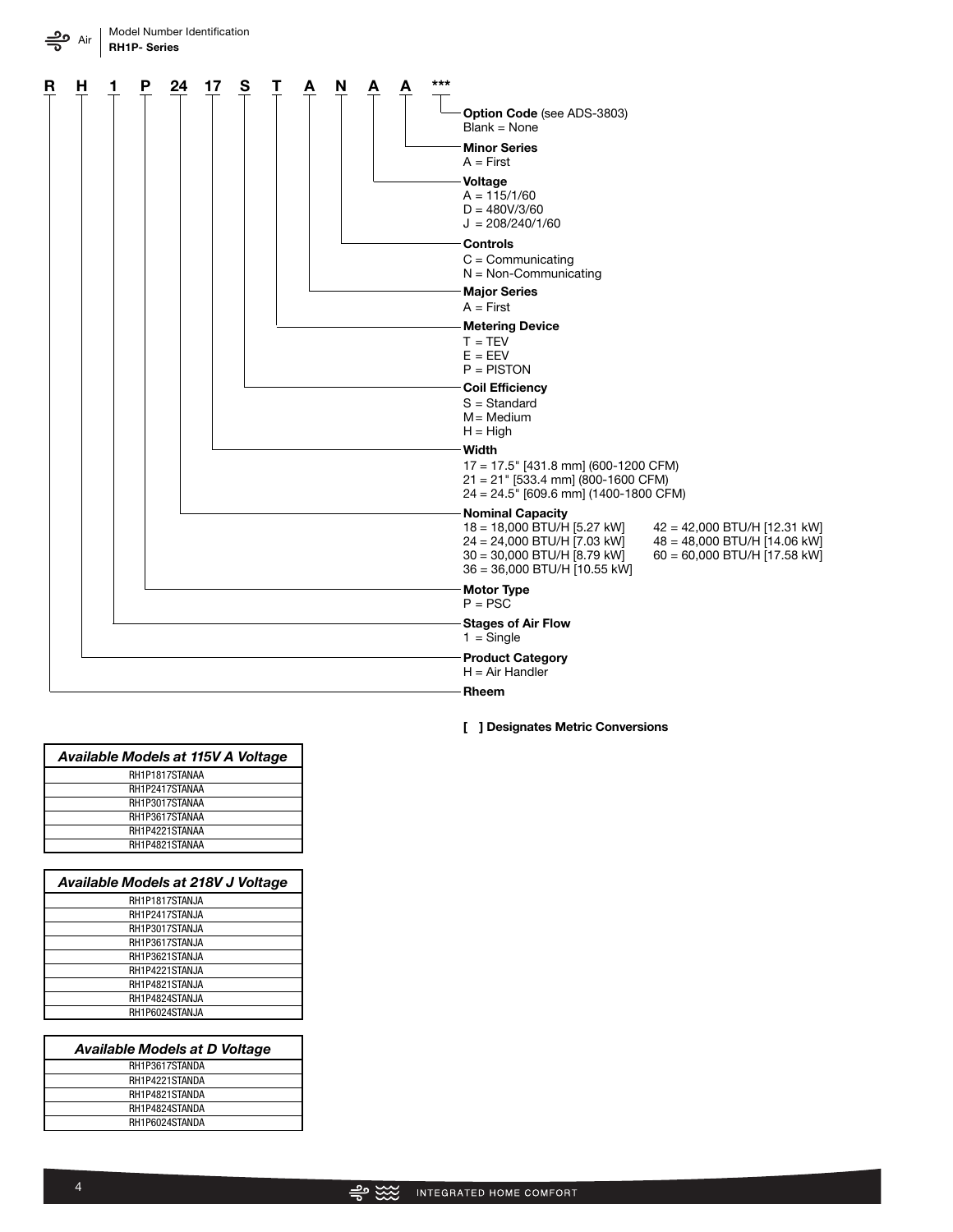## Model Number Identification

**RH1P- Series**

**R H 1 P 24 17 S T A N A A \*\*\***

- **Option Code** (see ADS-3803)
  Blank = None
- **Minor Series**
  A = First
- **Voltage**
  A = 115/1/60
  D = 480V/3/60
  J = 208/240/1/60
- **Controls**
  C = Communicating
  N = Non-Communicating
- **Major Series**
  A = First
- **Metering Device**
  T = TEV
  E = EEV
  P = PISTON
- **Coil Efficiency**
  S = Standard
  M = Medium
  H = High
- **Width**
  17 = 17.5" [431.8 mm] (600-1200 CFM)
  21 = 21" [533.4 mm] (800-1600 CFM)
  24 = 24.5" [609.6 mm] (1400-1800 CFM)
- **Nominal Capacity**
  18 = 18,000 BTU/H [5.27 kW]
  24 = 24,000 BTU/H [7.03 kW]
  30 = 30,000 BTU/H [8.79 kW]
  36 = 36,000 BTU/H [10.55 kW]
  42 = 42,000 BTU/H [12.31 kW]
  48 = 48,000 BTU/H [14.06 kW]
  60 = 60,000 BTU/H [17.58 kW]
- **Motor Type**
  P = PSC
- **Stages of Air Flow**
  1 = Single
- **Product Category**
  H = Air Handler
- **Rheem**

**[ ] Designates Metric Conversions**

| *Available Models at 115V A Voltage* |
|---|
| RH1P1817STANAA |
| RH1P2417STANAA |
| RH1P3017STANAA |
| RH1P3617STANAA |
| RH1P4221STANAA |
| RH1P4821STANAA |

| *Available Models at 218V J Voltage* |
|---|
| RH1P1817STANJA |
| RH1P2417STANJA |
| RH1P3017STANJA |
| RH1P3617STANJA |
| RH1P3621STANJA |
| RH1P4221STANJA |
| RH1P4821STANJA |
| RH1P4824STANJA |
| RH1P6024STANJA |

| *Available Models at D Voltage* |
|---|
| RH1P3617STANDA |
| RH1P4221STANDA |
| RH1P4821STANDA |
| RH1P4824STANDA |
| RH1P6024STANDA |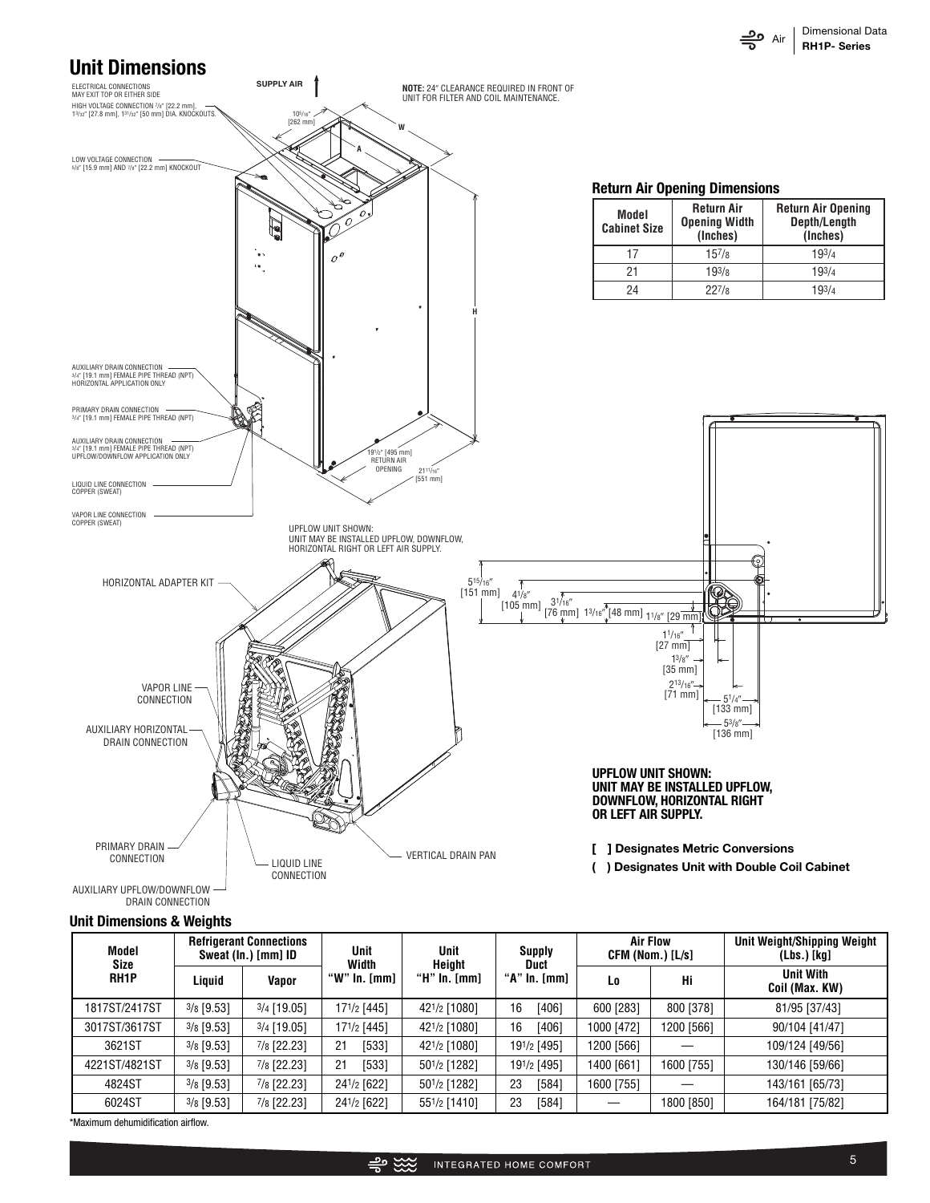## Unit Dimensions

ELECTRICAL CONNECTIONS MAY EXIT TOP OR EITHER SIDE

HIGH VOLTAGE CONNECTION 7/8" [22.2 mm], 1 3/32" [27.8 mm], 1 31/32" [50 mm] DIA. KNOCKOUTS.

LOW VOLTAGE CONNECTION 5/8" [15.9 mm] AND 7/8" [22.2 mm] KNOCKOUT

SUPPLY AIR

NOTE: 24" CLEARANCE REQUIRED IN FRONT OF UNIT FOR FILTER AND COIL MAINTENANCE.

10 5/16" [262 mm]

W

A

H

AUXILIARY DRAIN CONNECTION 3/4" [19.1 mm] FEMALE PIPE THREAD (NPT) HORIZONTAL APPLICATION ONLY

PRIMARY DRAIN CONNECTION 3/4" [19.1 mm] FEMALE PIPE THREAD (NPT)

AUXILIARY DRAIN CONNECTION 3/4" [19.1 mm] FEMALE PIPE THREAD (NPT) UPFLOW/DOWNFLOW APPLICATION ONLY

19 1/2" [495 mm] RETURN AIR OPENING

21 11/16" [551 mm]

LIQUID LINE CONNECTION COPPER (SWEAT)

VAPOR LINE CONNECTION COPPER (SWEAT)

UPFLOW UNIT SHOWN: UNIT MAY BE INSTALLED UPFLOW, DOWNFLOW, HORIZONTAL RIGHT OR LEFT AIR SUPPLY.

### Return Air Opening Dimensions

| Model Cabinet Size | Return Air Opening Width (Inches) | Return Air Opening Depth/Length (Inches) |
|---|---|---|
| 17 | 15 7/8 | 19 3/4 |
| 21 | 19 3/8 | 19 3/4 |
| 24 | 22 7/8 | 19 3/4 |

HORIZONTAL ADAPTER KIT

VAPOR LINE CONNECTION

AUXILIARY HORIZONTAL DRAIN CONNECTION

PRIMARY DRAIN CONNECTION

LIQUID LINE CONNECTION

VERTICAL DRAIN PAN

AUXILIARY UPFLOW/DOWNFLOW DRAIN CONNECTION

5 15/16" [151 mm]

4 1/8" [105 mm]

3 1/16" [76 mm]

1 3/16" [48 mm]

1 1/8" [29 mm]

1 1/16" [27 mm]

1 3/8" [35 mm]

2 13/16" [71 mm]

5 1/4" [133 mm]

5 3/8" [136 mm]

**UPFLOW UNIT SHOWN: UNIT MAY BE INSTALLED UPFLOW, DOWNFLOW, HORIZONTAL RIGHT OR LEFT AIR SUPPLY.**

**[ ] Designates Metric Conversions**

**( ) Designates Unit with Double Coil Cabinet**

### Unit Dimensions & Weights

| Model Size RH1P | Refrigerant Connections Sweat (In.) [mm] ID | | Unit Width "W" In. [mm] | Unit Height "H" In. [mm] | Supply Duct "A" In. [mm] | Air Flow CFM (Nom.) [L/s] | | Unit Weight/Shipping Weight (Lbs.) [kg] |
|---|---|---|---|---|---|---|---|---|
| | Liquid | Vapor | | | | Lo | Hi | Unit With Coil (Max. KW) |
| 1817ST/2417ST | 3/8 [9.53] | 3/4 [19.05] | 17 1/2 [445] | 42 1/2 [1080] | 16 [406] | 600 [283] | 800 [378] | 81/95 [37/43] |
| 3017ST/3617ST | 3/8 [9.53] | 3/4 [19.05] | 17 1/2 [445] | 42 1/2 [1080] | 16 [406] | 1000 [472] | 1200 [566] | 90/104 [41/47] |
| 3621ST | 3/8 [9.53] | 7/8 [22.23] | 21 [533] | 42 1/2 [1080] | 19 1/2 [495] | 1200 [566] | — | 109/124 [49/56] |
| 4221ST/4821ST | 3/8 [9.53] | 7/8 [22.23] | 21 [533] | 50 1/2 [1282] | 19 1/2 [495] | 1400 [661] | 1600 [755] | 130/146 [59/66] |
| 4824ST | 3/8 [9.53] | 7/8 [22.23] | 24 1/2 [622] | 50 1/2 [1282] | 23 [584] | 1600 [755] | — | 143/161 [65/73] |
| 6024ST | 3/8 [9.53] | 7/8 [22.23] | 24 1/2 [622] | 55 1/2 [1410] | 23 [584] | — | 1800 [850] | 164/181 [75/82] |

*Maximum dehumidification airflow.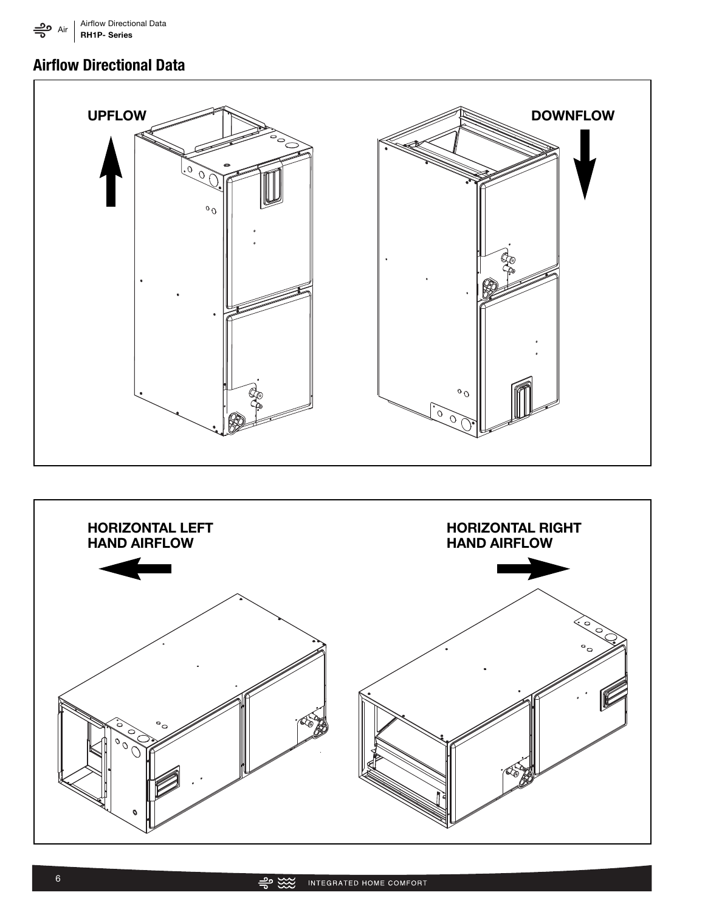## Airflow Directional Data

UPFLOW

DOWNFLOW

HORIZONTAL LEFT HAND AIRFLOW

HORIZONTAL RIGHT HAND AIRFLOW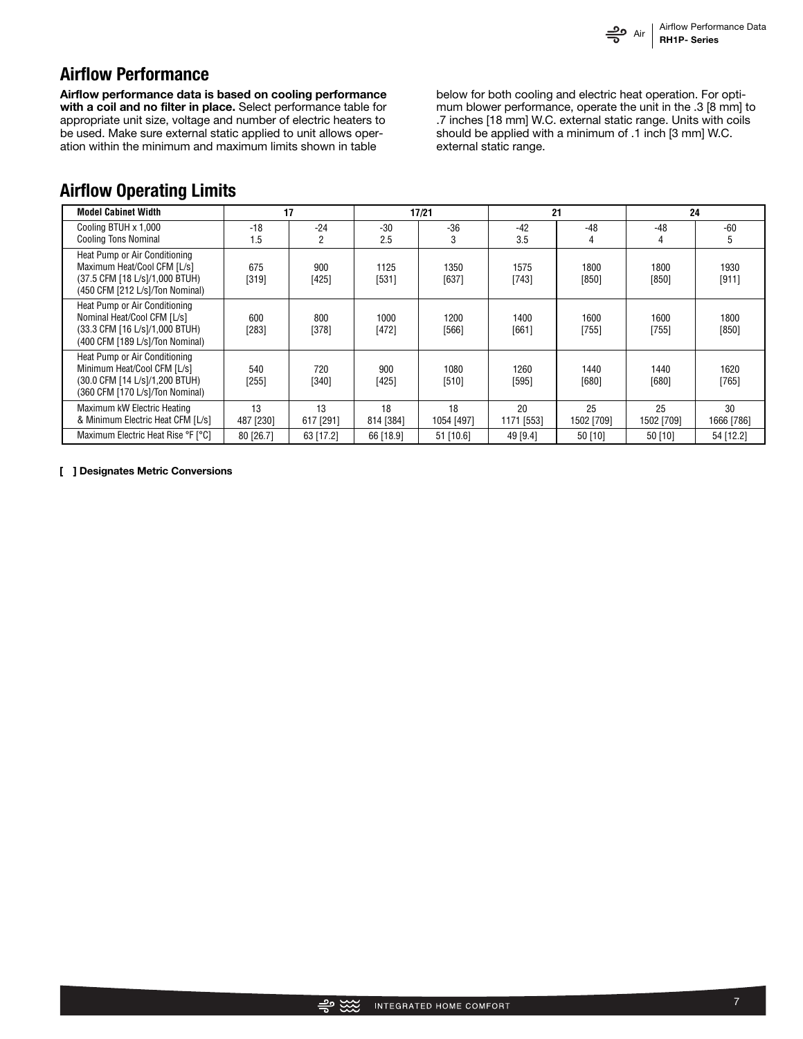## Airflow Performance

**Airflow performance data is based on cooling performance with a coil and no filter in place.** Select performance table for appropriate unit size, voltage and number of electric heaters to be used. Make sure external static applied to unit allows operation within the minimum and maximum limits shown in table below for both cooling and electric heat operation. For optimum blower performance, operate the unit in the .3 [8 mm] to .7 inches [18 mm] W.C. external static range. Units with coils should be applied with a minimum of .1 inch [3 mm] W.C. external static range.

## Airflow Operating Limits

| Model Cabinet Width | 17 | | 17/21 | | 21 | | 24 | |
|---|---|---|---|---|---|---|---|---|
| Cooling BTUH x 1,000<br>Cooling Tons Nominal | -18<br>1.5 | -24<br>2 | -30<br>2.5 | -36<br>3 | -42<br>3.5 | -48<br>4 | -48<br>4 | -60<br>5 |
| Heat Pump or Air Conditioning Maximum Heat/Cool CFM [L/s] (37.5 CFM [18 L/s]/1,000 BTUH) (450 CFM [212 L/s]/Ton Nominal) | 675<br>[319] | 900<br>[425] | 1125<br>[531] | 1350<br>[637] | 1575<br>[743] | 1800<br>[850] | 1800<br>[850] | 1930<br>[911] |
| Heat Pump or Air Conditioning Nominal Heat/Cool CFM [L/s] (33.3 CFM [16 L/s]/1,000 BTUH) (400 CFM [189 L/s]/Ton Nominal) | 600<br>[283] | 800<br>[378] | 1000<br>[472] | 1200<br>[566] | 1400<br>[661] | 1600<br>[755] | 1600<br>[755] | 1800<br>[850] |
| Heat Pump or Air Conditioning Minimum Heat/Cool CFM [L/s] (30.0 CFM [14 L/s]/1,200 BTUH) (360 CFM [170 L/s]/Ton Nominal) | 540<br>[255] | 720<br>[340] | 900<br>[425] | 1080<br>[510] | 1260<br>[595] | 1440<br>[680] | 1440<br>[680] | 1620<br>[765] |
| Maximum kW Electric Heating & Minimum Electric Heat CFM [L/s] | 13<br>487 [230] | 13<br>617 [291] | 18<br>814 [384] | 18<br>1054 [497] | 20<br>1171 [553] | 25<br>1502 [709] | 25<br>1502 [709] | 30<br>1666 [786] |
| Maximum Electric Heat Rise °F [°C] | 80 [26.7] | 63 [17.2] | 66 [18.9] | 51 [10.6] | 49 [9.4] | 50 [10] | 50 [10] | 54 [12.2] |

**[ ] Designates Metric Conversions**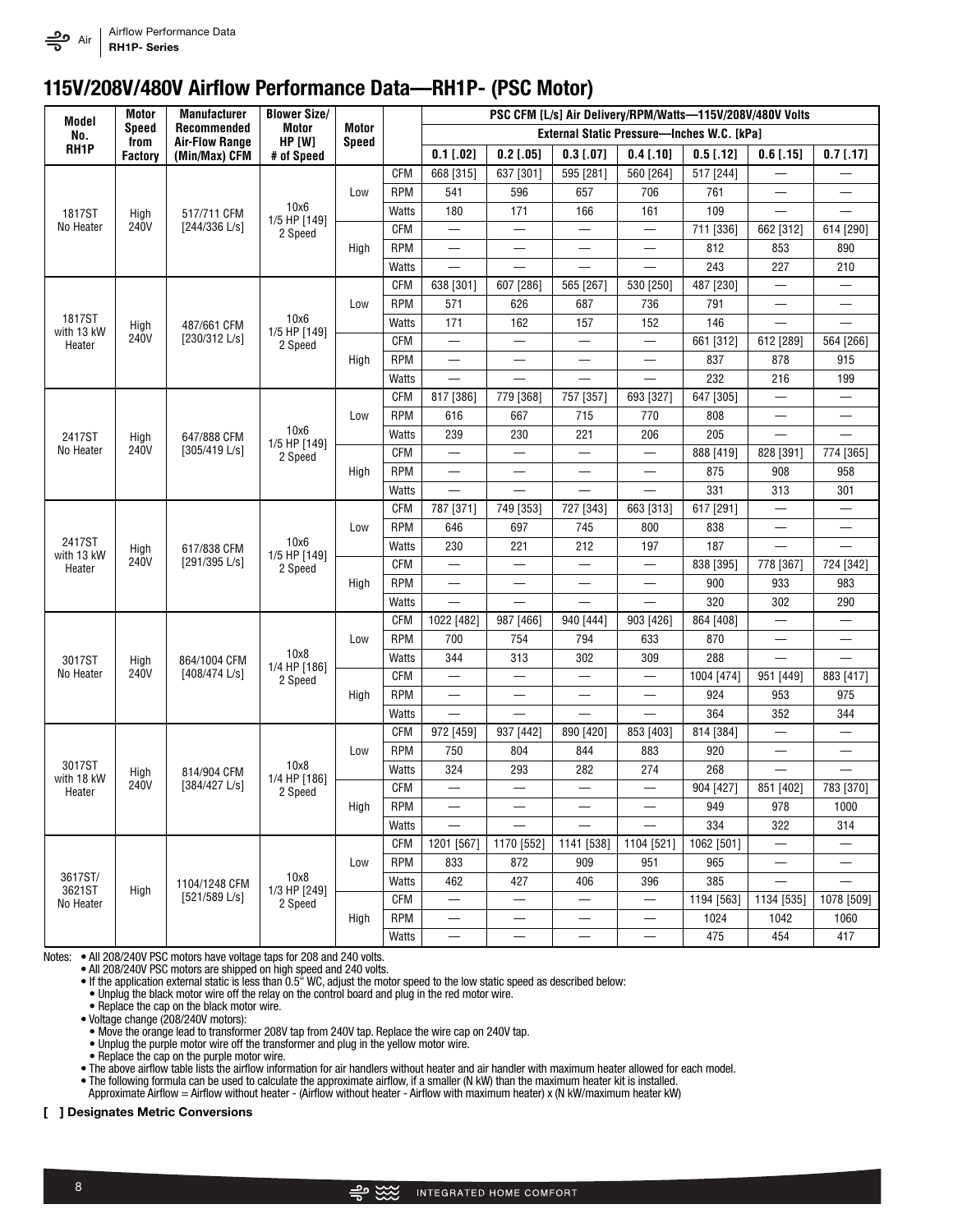# 115V/208V/480V Airflow Performance Data—RH1P- (PSC Motor)

| Model No. RH1P | Motor Speed from Factory | Manufacturer Recommended Air-Flow Range (Min/Max) CFM | Blower Size/ Motor HP [W] # of Speed | Motor Speed | | PSC CFM [L/s] Air Delivery/RPM/Watts—115V/208V/480V Volts | | | | | | |
|---|---|---|---|---|---|---|---|---|---|---|---|---|
| | | | | | | External Static Pressure—Inches W.C. [kPa] | | | | | | |
| | | | | | | 0.1 [.02] | 0.2 [.05] | 0.3 [.07] | 0.4 [.10] | 0.5 [.12] | 0.6 [.15] | 0.7 [.17] |
| 1817ST No Heater | High 240V | 517/711 CFM [244/336 L/s] | 10x6 1/5 HP [149] 2 Speed | Low | CFM | 668 [315] | 637 [301] | 595 [281] | 560 [264] | 517 [244] | — | — |
| | | | | | RPM | 541 | 596 | 657 | 706 | 761 | — | — |
| | | | | | Watts | 180 | 171 | 166 | 161 | 109 | — | — |
| | | | | High | CFM | — | — | — | — | 711 [336] | 662 [312] | 614 [290] |
| | | | | | RPM | — | — | — | — | 812 | 853 | 890 |
| | | | | | Watts | — | — | — | — | 243 | 227 | 210 |
| 1817ST with 13 kW Heater | High 240V | 487/661 CFM [230/312 L/s] | 10x6 1/5 HP [149] 2 Speed | Low | CFM | 638 [301] | 607 [286] | 565 [267] | 530 [250] | 487 [230] | — | — |
| | | | | | RPM | 571 | 626 | 687 | 736 | 791 | — | — |
| | | | | | Watts | 171 | 162 | 157 | 152 | 146 | — | — |
| | | | | High | CFM | — | — | — | — | 661 [312] | 612 [289] | 564 [266] |
| | | | | | RPM | — | — | — | — | 837 | 878 | 915 |
| | | | | | Watts | — | — | — | — | 232 | 216 | 199 |
| 2417ST No Heater | High 240V | 647/888 CFM [305/419 L/s] | 10x6 1/5 HP [149] 2 Speed | Low | CFM | 817 [386] | 779 [368] | 757 [357] | 693 [327] | 647 [305] | — | — |
| | | | | | RPM | 616 | 667 | 715 | 770 | 808 | — | — |
| | | | | | Watts | 239 | 230 | 221 | 206 | 205 | — | — |
| | | | | High | CFM | — | — | — | — | 888 [419] | 828 [391] | 774 [365] |
| | | | | | RPM | — | — | — | — | 875 | 908 | 958 |
| | | | | | Watts | — | — | — | — | 331 | 313 | 301 |
| 2417ST with 13 kW Heater | High 240V | 617/838 CFM [291/395 L/s] | 10x6 1/5 HP [149] 2 Speed | Low | CFM | 787 [371] | 749 [353] | 727 [343] | 663 [313] | 617 [291] | — | — |
| | | | | | RPM | 646 | 697 | 745 | 800 | 838 | — | — |
| | | | | | Watts | 230 | 221 | 212 | 197 | 187 | — | — |
| | | | | High | CFM | — | — | — | — | 838 [395] | 778 [367] | 724 [342] |
| | | | | | RPM | — | — | — | — | 900 | 933 | 983 |
| | | | | | Watts | — | — | — | — | 320 | 302 | 290 |
| 3017ST No Heater | High 240V | 864/1004 CFM [408/474 L/s] | 10x8 1/4 HP [186] 2 Speed | Low | CFM | 1022 [482] | 987 [466] | 940 [444] | 903 [426] | 864 [408] | — | — |
| | | | | | RPM | 700 | 754 | 794 | 633 | 870 | — | — |
| | | | | | Watts | 344 | 313 | 302 | 309 | 288 | — | — |
| | | | | High | CFM | — | — | — | — | 1004 [474] | 951 [449] | 883 [417] |
| | | | | | RPM | — | — | — | — | 924 | 953 | 975 |
| | | | | | Watts | — | — | — | — | 364 | 352 | 344 |
| 3017ST with 18 kW Heater | High 240V | 814/904 CFM [384/427 L/s] | 10x8 1/4 HP [186] 2 Speed | Low | CFM | 972 [459] | 937 [442] | 890 [420] | 853 [403] | 814 [384] | — | — |
| | | | | | RPM | 750 | 804 | 844 | 883 | 920 | — | — |
| | | | | | Watts | 324 | 293 | 282 | 274 | 268 | — | — |
| | | | | High | CFM | — | — | — | — | 904 [427] | 851 [402] | 783 [370] |
| | | | | | RPM | — | — | — | — | 949 | 978 | 1000 |
| | | | | | Watts | — | — | — | — | 334 | 322 | 314 |
| 3617ST/ 3621ST No Heater | High | 1104/1248 CFM [521/589 L/s] | 10x8 1/3 HP [249] 2 Speed | Low | CFM | 1201 [567] | 1170 [552] | 1141 [538] | 1104 [521] | 1062 [501] | — | — |
| | | | | | RPM | 833 | 872 | 909 | 951 | 965 | — | — |
| | | | | | Watts | 462 | 427 | 406 | 396 | 385 | — | — |
| | | | | High | CFM | — | — | — | — | 1194 [563] | 1134 [535] | 1078 [509] |
| | | | | | RPM | — | — | — | — | 1024 | 1042 | 1060 |
| | | | | | Watts | — | — | — | — | 475 | 454 | 417 |

Notes:
- All 208/240V PSC motors have voltage taps for 208 and 240 volts.
- All 208/240V PSC motors are shipped on high speed and 240 volts.
- If the application external static is less than 0.5" WC, adjust the motor speed to the low static speed as described below:
  - Unplug the black motor wire off the relay on the control board and plug in the red motor wire.
  - Replace the cap on the black motor wire.
- Voltage change (208/240V motors):
  - Move the orange lead to transformer 208V tap from 240V tap. Replace the wire cap on 240V tap.
  - Unplug the purple motor wire off the transformer and plug in the yellow motor wire.
  - Replace the cap on the purple motor wire.
- The above airflow table lists the airflow information for air handlers without heater and air handler with maximum heater allowed for each model.
- The following formula can be used to calculate the approximate airflow, if a smaller (N kW) than the maximum heater kit is installed.
  Approximate Airflow = Airflow without heater - (Airflow without heater - Airflow with maximum heater) x (N kW/maximum heater kW)

**[ ] Designates Metric Conversions**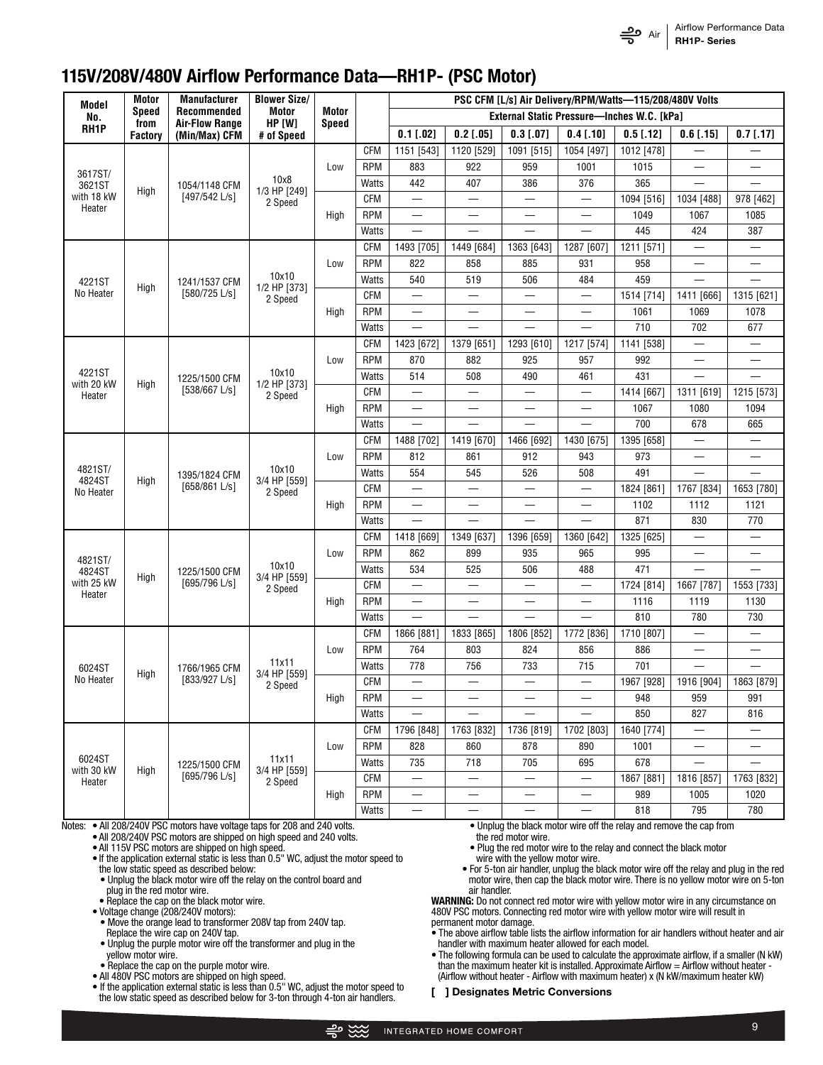## 115V/208V/480V Airflow Performance Data—RH1P- (PSC Motor)

| Model No. RH1P | Motor Speed from Factory | Manufacturer Recommended Air-Flow Range (Min/Max) CFM | Blower Size/ Motor HP [W] # of Speed | Motor Speed | | PSC CFM [L/s] Air Delivery/RPM/Watts—115/208/480V Volts | | | | | | |
|---|---|---|---|---|---|---|---|---|---|---|---|---|
| | | | | | | External Static Pressure—Inches W.C. [kPa] | | | | | | |
| | | | | | | 0.1 [.02] | 0.2 [.05] | 0.3 [.07] | 0.4 [.10] | 0.5 [.12] | 0.6 [.15] | 0.7 [.17] |
| 3617ST/ 3621ST with 18 kW Heater | High | 1054/1148 CFM [497/542 L/s] | 10x8 1/3 HP [249] 2 Speed | Low | CFM | 1151 [543] | 1120 [529] | 1091 [515] | 1054 [497] | 1012 [478] | — | — |
| | | | | | RPM | 883 | 922 | 959 | 1001 | 1015 | — | — |
| | | | | | Watts | 442 | 407 | 386 | 376 | 365 | — | — |
| | | | | High | CFM | — | — | — | — | 1094 [516] | 1034 [488] | 978 [462] |
| | | | | | RPM | — | — | — | — | 1049 | 1067 | 1085 |
| | | | | | Watts | — | — | — | — | 445 | 424 | 387 |
| 4221ST No Heater | High | 1241/1537 CFM [580/725 L/s] | 10x10 1/2 HP [373] 2 Speed | Low | CFM | 1493 [705] | 1449 [684] | 1363 [643] | 1287 [607] | 1211 [571] | — | — |
| | | | | | RPM | 822 | 858 | 885 | 931 | 958 | — | — |
| | | | | | Watts | 540 | 519 | 506 | 484 | 459 | — | — |
| | | | | High | CFM | — | — | — | — | 1514 [714] | 1411 [666] | 1315 [621] |
| | | | | | RPM | — | — | — | — | 1061 | 1069 | 1078 |
| | | | | | Watts | — | — | — | — | 710 | 702 | 677 |
| 4221ST with 20 kW Heater | High | 1225/1500 CFM [538/667 L/s] | 10x10 1/2 HP [373] 2 Speed | Low | CFM | 1423 [672] | 1379 [651] | 1293 [610] | 1217 [574] | 1141 [538] | — | — |
| | | | | | RPM | 870 | 882 | 925 | 957 | 992 | — | — |
| | | | | | Watts | 514 | 508 | 490 | 461 | 431 | — | — |
| | | | | High | CFM | — | — | — | — | 1414 [667] | 1311 [619] | 1215 [573] |
| | | | | | RPM | — | — | — | — | 1067 | 1080 | 1094 |
| | | | | | Watts | — | — | — | — | 700 | 678 | 665 |
| 4821ST/ 4824ST No Heater | High | 1395/1824 CFM [658/861 L/s] | 10x10 3/4 HP [559] 2 Speed | Low | CFM | 1488 [702] | 1419 [670] | 1466 [692] | 1430 [675] | 1395 [658] | — | — |
| | | | | | RPM | 812 | 861 | 912 | 943 | 973 | — | — |
| | | | | | Watts | 554 | 545 | 526 | 508 | 491 | — | — |
| | | | | High | CFM | — | — | — | — | 1824 [861] | 1767 [834] | 1653 [780] |
| | | | | | RPM | — | — | — | — | 1102 | 1112 | 1121 |
| | | | | | Watts | — | — | — | — | 871 | 830 | 770 |
| 4821ST/ 4824ST with 25 kW Heater | High | 1225/1500 CFM [695/796 L/s] | 10x10 3/4 HP [559] 2 Speed | Low | CFM | 1418 [669] | 1349 [637] | 1396 [659] | 1360 [642] | 1325 [625] | — | — |
| | | | | | RPM | 862 | 899 | 935 | 965 | 995 | — | — |
| | | | | | Watts | 534 | 525 | 506 | 488 | 471 | — | — |
| | | | | High | CFM | — | — | — | — | 1724 [814] | 1667 [787] | 1553 [733] |
| | | | | | RPM | — | — | — | — | 1116 | 1119 | 1130 |
| | | | | | Watts | — | — | — | — | 810 | 780 | 730 |
| 6024ST No Heater | High | 1766/1965 CFM [833/927 L/s] | 11x11 3/4 HP [559] 2 Speed | Low | CFM | 1866 [881] | 1833 [865] | 1806 [852] | 1772 [836] | 1710 [807] | — | — |
| | | | | | RPM | 764 | 803 | 824 | 856 | 886 | — | — |
| | | | | | Watts | 778 | 756 | 733 | 715 | 701 | — | — |
| | | | | High | CFM | — | — | — | — | 1967 [928] | 1916 [904] | 1863 [879] |
| | | | | | RPM | — | — | — | — | 948 | 959 | 991 |
| | | | | | Watts | — | — | — | — | 850 | 827 | 816 |
| 6024ST with 30 kW Heater | High | 1225/1500 CFM [695/796 L/s] | 11x11 3/4 HP [559] 2 Speed | Low | CFM | 1796 [848] | 1763 [832] | 1736 [819] | 1702 [803] | 1640 [774] | — | — |
| | | | | | RPM | 828 | 860 | 878 | 890 | 1001 | — | — |
| | | | | | Watts | 735 | 718 | 705 | 695 | 678 | — | — |
| | | | | High | CFM | — | — | — | — | 1867 [881] | 1816 [857] | 1763 [832] |
| | | | | | RPM | — | — | — | — | 989 | 1005 | 1020 |
| | | | | | Watts | — | — | — | — | 818 | 795 | 780 |

Notes:
- All 208/240V PSC motors have voltage taps for 208 and 240 volts.
- All 208/240V PSC motors are shipped on high speed and 240 volts.
- All 115V PSC motors are shipped on high speed.
- If the application external static is less than 0.5" WC, adjust the motor speed to the low static speed as described below:
  - Unplug the black motor wire off the relay on the control board and plug in the red motor wire.
  - Replace the cap on the black motor wire.
- Voltage change (208/240V motors):
  - Move the orange lead to transformer 208V tap from 240V tap. Replace the wire cap on 240V tap.
  - Unplug the purple motor wire off the transformer and plug in the yellow motor wire.
  - Replace the cap on the purple motor wire.
- All 480V PSC motors are shipped on high speed.
- If the application external static is less than 0.5" WC, adjust the motor speed to the low static speed as described below for 3-ton through 4-ton air handlers.
  - Unplug the black motor wire off the relay and remove the cap from the red motor wire.
  - Plug the red motor wire to the relay and connect the black motor wire with the yellow motor wire.
- For 5-ton air handler, unplug the black motor wire off the relay and plug in the red motor wire, then cap the black motor wire. There is no yellow motor wire on 5-ton air handler.

**WARNING:** Do not connect red motor wire with yellow motor wire in any circumstance on 480V PSC motors. Connecting red motor wire with yellow motor wire will result in permanent motor damage.

- The above airflow table lists the airflow information for air handlers without heater and air handler with maximum heater allowed for each model.
- The following formula can be used to calculate the approximate airflow, if a smaller (N kW) than the maximum heater kit is installed. Approximate Airflow = Airflow without heater - (Airflow without heater - Airflow with maximum heater) x (N kW/maximum heater kW)

**[ ] Designates Metric Conversions**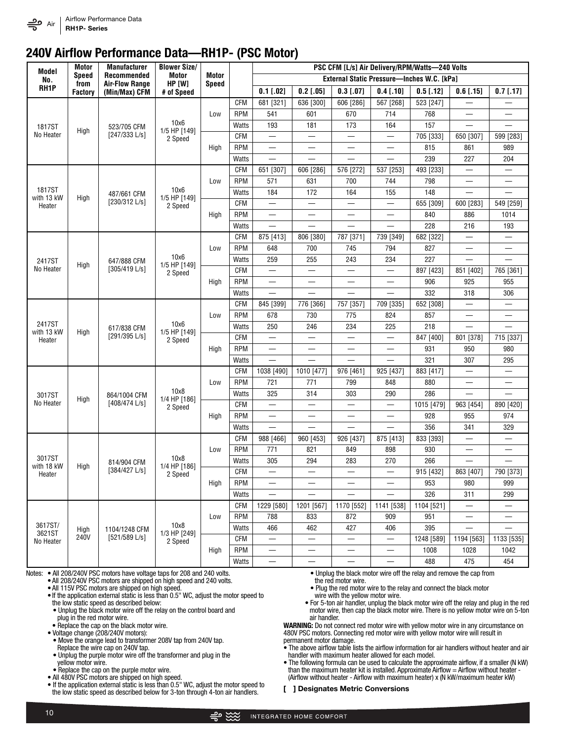# 240V Airflow Performance Data—RH1P- (PSC Motor)

| Model No. RH1P | Motor Speed from Factory | Manufacturer Recommended Air-Flow Range (Min/Max) CFM | Blower Size/ Motor HP [W] # of Speed | Motor Speed | | PSC CFM [L/s] Air Delivery/RPM/Watts—240 Volts | | | | | | |
|---|---|---|---|---|---|---|---|---|---|---|---|---|
| | | | | | | External Static Pressure—Inches W.C. [kPa] | | | | | | |
| | | | | | | 0.1 [.02] | 0.2 [.05] | 0.3 [.07] | 0.4 [.10] | 0.5 [.12] | 0.6 [.15] | 0.7 [.17] |
| 1817ST No Heater | High | 523/705 CFM [247/333 L/s] | 10x6 1/5 HP [149] 2 Speed | Low | CFM | 681 [321] | 636 [300] | 606 [286] | 567 [268] | 523 [247] | — | — |
| | | | | | RPM | 541 | 601 | 670 | 714 | 768 | — | — |
| | | | | | Watts | 193 | 181 | 173 | 164 | 157 | — | — |
| | | | | High | CFM | — | — | — | — | 705 [333] | 650 [307] | 599 [283] |
| | | | | | RPM | — | — | — | — | 815 | 861 | 989 |
| | | | | | Watts | — | — | — | — | 239 | 227 | 204 |
| 1817ST with 13 kW Heater | High | 487/661 CFM [230/312 L/s] | 10x6 1/5 HP [149] 2 Speed | Low | CFM | 651 [307] | 606 [286] | 576 [272] | 537 [253] | 493 [233] | — | — |
| | | | | | RPM | 571 | 631 | 700 | 744 | 798 | — | — |
| | | | | | Watts | 184 | 172 | 164 | 155 | 148 | — | — |
| | | | | High | CFM | — | — | — | — | 655 [309] | 600 [283] | 549 [259] |
| | | | | | RPM | — | — | — | — | 840 | 886 | 1014 |
| | | | | | Watts | — | — | — | — | 228 | 216 | 193 |
| 2417ST No Heater | High | 647/888 CFM [305/419 L/s] | 10x6 1/5 HP [149] 2 Speed | Low | CFM | 875 [413] | 806 [380] | 787 [371] | 739 [349] | 682 [322] | — | — |
| | | | | | RPM | 648 | 700 | 745 | 794 | 827 | — | — |
| | | | | | Watts | 259 | 255 | 243 | 234 | 227 | — | — |
| | | | | High | CFM | — | — | — | — | 897 [423] | 851 [402] | 765 [361] |
| | | | | | RPM | — | — | — | — | 906 | 925 | 955 |
| | | | | | Watts | — | — | — | — | 332 | 318 | 306 |
| 2417ST with 13 kW Heater | High | 617/838 CFM [291/395 L/s] | 10x6 1/5 HP [149] 2 Speed | Low | CFM | 845 [399] | 776 [366] | 757 [357] | 709 [335] | 652 [308] | — | — |
| | | | | | RPM | 678 | 730 | 775 | 824 | 857 | — | — |
| | | | | | Watts | 250 | 246 | 234 | 225 | 218 | — | — |
| | | | | High | CFM | — | — | — | — | 847 [400] | 801 [378] | 715 [337] |
| | | | | | RPM | — | — | — | — | 931 | 950 | 980 |
| | | | | | Watts | — | — | — | — | 321 | 307 | 295 |
| 3017ST No Heater | High | 864/1004 CFM [408/474 L/s] | 10x8 1/4 HP [186] 2 Speed | Low | CFM | 1038 [490] | 1010 [477] | 976 [461] | 925 [437] | 883 [417] | — | — |
| | | | | | RPM | 721 | 771 | 799 | 848 | 880 | — | — |
| | | | | | Watts | 325 | 314 | 303 | 290 | 286 | — | — |
| | | | | High | CFM | — | — | — | — | 1015 [479] | 963 [454] | 890 [420] |
| | | | | | RPM | — | — | — | — | 928 | 955 | 974 |
| | | | | | Watts | — | — | — | — | 356 | 341 | 329 |
| 3017ST with 18 kW Heater | High | 814/904 CFM [384/427 L/s] | 10x8 1/4 HP [186] 2 Speed | Low | CFM | 988 [466] | 960 [453] | 926 [437] | 875 [413] | 833 [393] | — | — |
| | | | | | RPM | 771 | 821 | 849 | 898 | 930 | — | — |
| | | | | | Watts | 305 | 294 | 283 | 270 | 266 | — | — |
| | | | | High | CFM | — | — | — | — | 915 [432] | 863 [407] | 790 [373] |
| | | | | | RPM | — | — | — | — | 953 | 980 | 999 |
| | | | | | Watts | — | — | — | — | 326 | 311 | 299 |
| 3617ST/ 3621ST No Heater | High 240V | 1104/1248 CFM [521/589 L/s] | 10x8 1/3 HP [249] 2 Speed | Low | CFM | 1229 [580] | 1201 [567] | 1170 [552] | 1141 [538] | 1104 [521] | — | — |
| | | | | | RPM | 788 | 833 | 872 | 909 | 951 | — | — |
| | | | | | Watts | 466 | 462 | 427 | 406 | 395 | — | — |
| | | | | High | CFM | — | — | — | — | 1248 [589] | 1194 [563] | 1133 [535] |
| | | | | | RPM | — | — | — | — | 1008 | 1028 | 1042 |
| | | | | | Watts | — | — | — | — | 488 | 475 | 454 |

Notes:
- All 208/240V PSC motors have voltage taps for 208 and 240 volts.
- All 208/240V PSC motors are shipped on high speed and 240 volts.
- All 115V PSC motors are shipped on high speed.
- If the application external static is less than 0.5" WC, adjust the motor speed to the low static speed as described below:
  - Unplug the black motor wire off the relay on the control board and plug in the red motor wire.
  - Replace the cap on the black motor wire.
- Voltage change (208/240V motors):
  - Move the orange lead to transformer 208V tap from 240V tap. Replace the wire cap on 240V tap.
  - Unplug the purple motor wire off the transformer and plug in the yellow motor wire.
  - Replace the cap on the purple motor wire.
- All 480V PSC motors are shipped on high speed.
- If the application external static is less than 0.5" WC, adjust the motor speed to the low static speed as described below for 3-ton through 4-ton air handlers.
  - Unplug the black motor wire off the relay and remove the cap from the red motor wire.
  - Plug the red motor wire to the relay and connect the black motor wire with the yellow motor wire.
- For 5-ton air handler, unplug the black motor wire off the relay and plug in the red motor wire, then cap the black motor wire. There is no yellow motor wire on 5-ton air handler.

**WARNING:** Do not connect red motor wire with yellow motor wire in any circumstance on 480V PSC motors. Connecting red motor wire with yellow motor wire will result in permanent motor damage.

- The above airflow table lists the airflow information for air handlers without heater and air handler with maximum heater allowed for each model.
- The following formula can be used to calculate the approximate airflow, if a smaller (N kW) than the maximum heater kit is installed. Approximate Airflow = Airflow without heater - (Airflow without heater - Airflow with maximum heater) x (N kW/maximum heater kW)

**[ ] Designates Metric Conversions**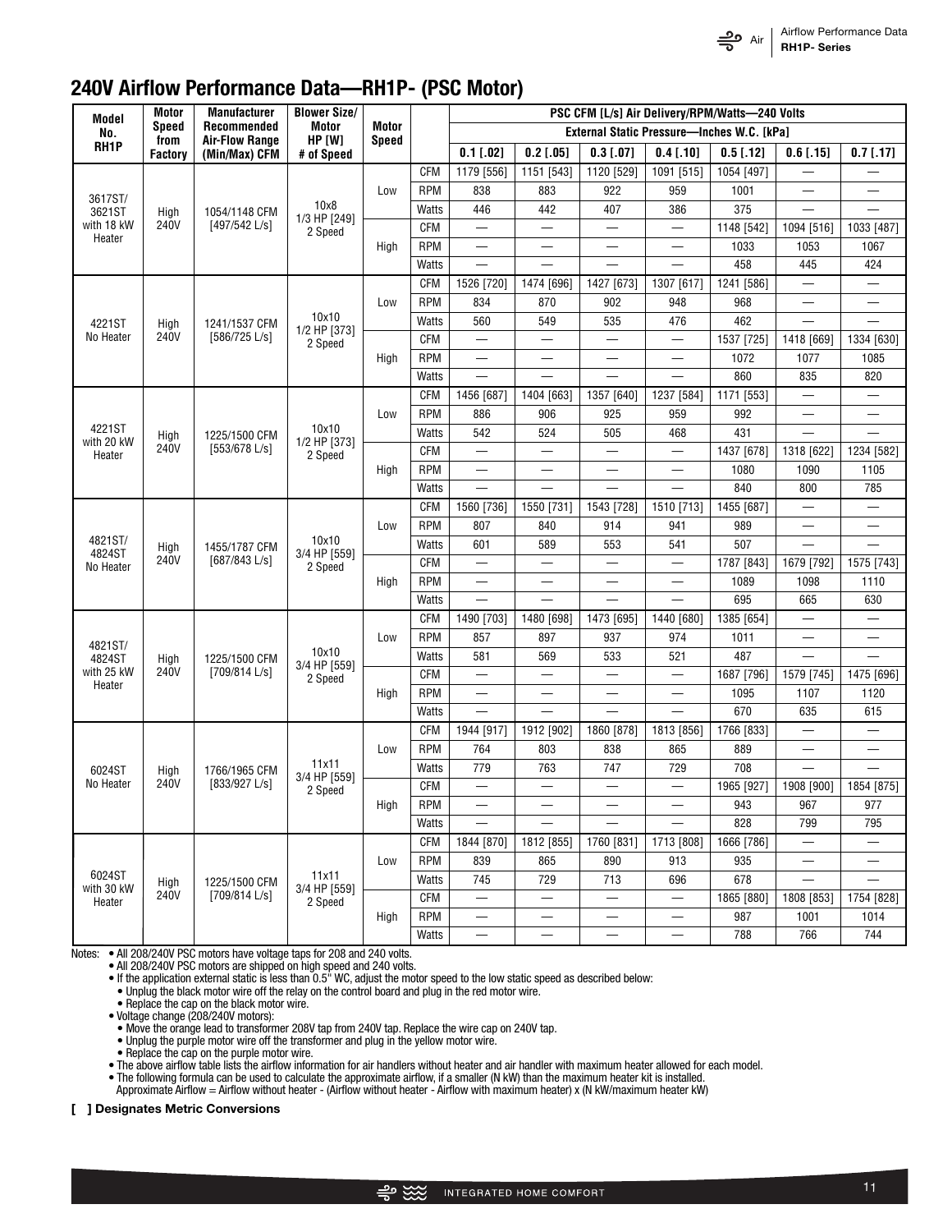## 240V Airflow Performance Data—RH1P- (PSC Motor)

| Model No. RH1P | Motor Speed from Factory | Manufacturer Recommended Air-Flow Range (Min/Max) CFM | Blower Size/ Motor HP [W] # of Speed | Motor Speed | | PSC CFM [L/s] Air Delivery/RPM/Watts—240 Volts | | | | | | |
|---|---|---|---|---|---|---|---|---|---|---|---|---|
| | | | | | | External Static Pressure—Inches W.C. [kPa] | | | | | | |
| | | | | | | 0.1 [.02] | 0.2 [.05] | 0.3 [.07] | 0.4 [.10] | 0.5 [.12] | 0.6 [.15] | 0.7 [.17] |
| 3617ST/ 3621ST with 18 kW Heater | High 240V | 1054/1148 CFM [497/542 L/s] | 10x8 1/3 HP [249] 2 Speed | Low | CFM | 1179 [556] | 1151 [543] | 1120 [529] | 1091 [515] | 1054 [497] | — | — |
| | | | | | RPM | 838 | 883 | 922 | 959 | 1001 | — | — |
| | | | | | Watts | 446 | 442 | 407 | 386 | 375 | — | — |
| | | | | High | CFM | — | — | — | — | 1148 [542] | 1094 [516] | 1033 [487] |
| | | | | | RPM | — | — | — | — | 1033 | 1053 | 1067 |
| | | | | | Watts | — | — | — | — | 458 | 445 | 424 |
| 4221ST No Heater | High 240V | 1241/1537 CFM [586/725 L/s] | 10x10 1/2 HP [373] 2 Speed | Low | CFM | 1526 [720] | 1474 [696] | 1427 [673] | 1307 [617] | 1241 [586] | — | — |
| | | | | | RPM | 834 | 870 | 902 | 948 | 968 | — | — |
| | | | | | Watts | 560 | 549 | 535 | 476 | 462 | — | — |
| | | | | High | CFM | — | — | — | — | 1537 [725] | 1418 [669] | 1334 [630] |
| | | | | | RPM | — | — | — | — | 1072 | 1077 | 1085 |
| | | | | | Watts | — | — | — | — | 860 | 835 | 820 |
| 4221ST with 20 kW Heater | High 240V | 1225/1500 CFM [553/678 L/s] | 10x10 1/2 HP [373] 2 Speed | Low | CFM | 1456 [687] | 1404 [663] | 1357 [640] | 1237 [584] | 1171 [553] | — | — |
| | | | | | RPM | 886 | 906 | 925 | 959 | 992 | — | — |
| | | | | | Watts | 542 | 524 | 505 | 468 | 431 | — | — |
| | | | | High | CFM | — | — | — | — | 1437 [678] | 1318 [622] | 1234 [582] |
| | | | | | RPM | — | — | — | — | 1080 | 1090 | 1105 |
| | | | | | Watts | — | — | — | — | 840 | 800 | 785 |
| 4821ST/ 4824ST No Heater | High 240V | 1455/1787 CFM [687/843 L/s] | 10x10 3/4 HP [559] 2 Speed | Low | CFM | 1560 [736] | 1550 [731] | 1543 [728] | 1510 [713] | 1455 [687] | — | — |
| | | | | | RPM | 807 | 840 | 914 | 941 | 989 | — | — |
| | | | | | Watts | 601 | 589 | 553 | 541 | 507 | — | — |
| | | | | High | CFM | — | — | — | — | 1787 [843] | 1679 [792] | 1575 [743] |
| | | | | | RPM | — | — | — | — | 1089 | 1098 | 1110 |
| | | | | | Watts | — | — | — | — | 695 | 665 | 630 |
| 4821ST/ 4824ST with 25 kW Heater | High 240V | 1225/1500 CFM [709/814 L/s] | 10x10 3/4 HP [559] 2 Speed | Low | CFM | 1490 [703] | 1480 [698] | 1473 [695] | 1440 [680] | 1385 [654] | — | — |
| | | | | | RPM | 857 | 897 | 937 | 974 | 1011 | — | — |
| | | | | | Watts | 581 | 569 | 533 | 521 | 487 | — | — |
| | | | | High | CFM | — | — | — | — | 1687 [796] | 1579 [745] | 1475 [696] |
| | | | | | RPM | — | — | — | — | 1095 | 1107 | 1120 |
| | | | | | Watts | — | — | — | — | 670 | 635 | 615 |
| 6024ST No Heater | High 240V | 1766/1965 CFM [833/927 L/s] | 11x11 3/4 HP [559] 2 Speed | Low | CFM | 1944 [917] | 1912 [902] | 1860 [878] | 1813 [856] | 1766 [833] | — | — |
| | | | | | RPM | 764 | 803 | 838 | 865 | 889 | — | — |
| | | | | | Watts | 779 | 763 | 747 | 729 | 708 | — | — |
| | | | | High | CFM | — | — | — | — | 1965 [927] | 1908 [900] | 1854 [875] |
| | | | | | RPM | — | — | — | — | 943 | 967 | 977 |
| | | | | | Watts | — | — | — | — | 828 | 799 | 795 |
| 6024ST with 30 kW Heater | High 240V | 1225/1500 CFM [709/814 L/s] | 11x11 3/4 HP [559] 2 Speed | Low | CFM | 1844 [870] | 1812 [855] | 1760 [831] | 1713 [808] | 1666 [786] | — | — |
| | | | | | RPM | 839 | 865 | 890 | 913 | 935 | — | — |
| | | | | | Watts | 745 | 729 | 713 | 696 | 678 | — | — |
| | | | | High | CFM | — | — | — | — | 1865 [880] | 1808 [853] | 1754 [828] |
| | | | | | RPM | — | — | — | — | 987 | 1001 | 1014 |
| | | | | | Watts | — | — | — | — | 788 | 766 | 744 |

Notes:
- All 208/240V PSC motors have voltage taps for 208 and 240 volts.
- All 208/240V PSC motors are shipped on high speed and 240 volts.
- If the application external static is less than 0.5" WC, adjust the motor speed to the low static speed as described below:
  - Unplug the black motor wire off the relay on the control board and plug in the red motor wire.
  - Replace the cap on the black motor wire.
- Voltage change (208/240V motors):
  - Move the orange lead to transformer 208V tap from 240V tap. Replace the wire cap on 240V tap.
  - Unplug the purple motor wire off the transformer and plug in the yellow motor wire.
  - Replace the cap on the purple motor wire.
- The above airflow table lists the airflow information for air handlers without heater and air handler with maximum heater allowed for each model.
- The following formula can be used to calculate the approximate airflow, if a smaller (N kW) than the maximum heater kit is installed.
  Approximate Airflow = Airflow without heater - (Airflow without heater - Airflow with maximum heater) x (N kW/maximum heater kW)

**[ ] Designates Metric Conversions**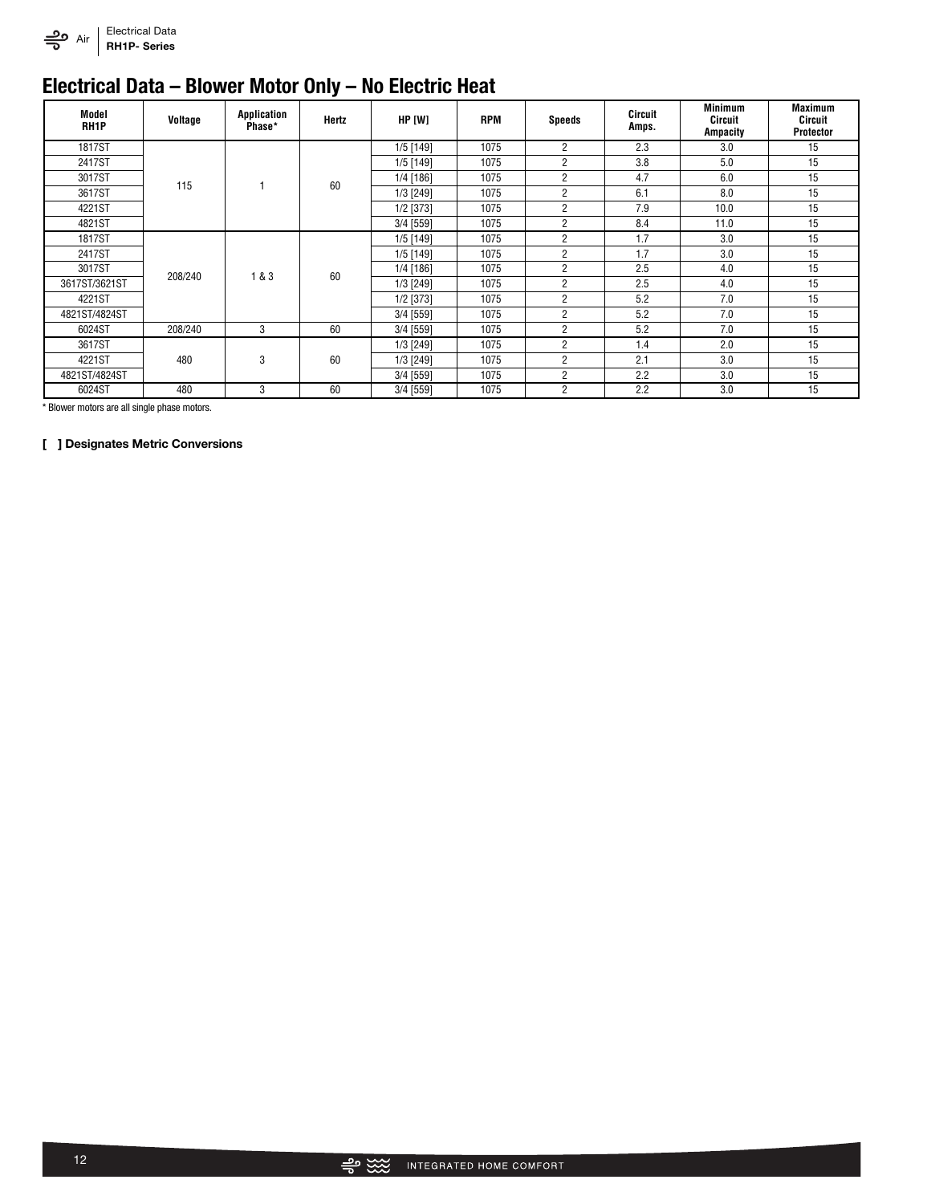## Electrical Data – Blower Motor Only – No Electric Heat

| Model RH1P | Voltage | Application Phase* | Hertz | HP [W] | RPM | Speeds | Circuit Amps. | Minimum Circuit Ampacity | Maximum Circuit Protector |
|---|---|---|---|---|---|---|---|---|---|
| 1817ST | 115 | 1 | 60 | 1/5 [149] | 1075 | 2 | 2.3 | 3.0 | 15 |
| 2417ST | | | | 1/5 [149] | 1075 | 2 | 3.8 | 5.0 | 15 |
| 3017ST | | | | 1/4 [186] | 1075 | 2 | 4.7 | 6.0 | 15 |
| 3617ST | | | | 1/3 [249] | 1075 | 2 | 6.1 | 8.0 | 15 |
| 4221ST | | | | 1/2 [373] | 1075 | 2 | 7.9 | 10.0 | 15 |
| 4821ST | | | | 3/4 [559] | 1075 | 2 | 8.4 | 11.0 | 15 |
| 1817ST | 208/240 | 1 & 3 | 60 | 1/5 [149] | 1075 | 2 | 1.7 | 3.0 | 15 |
| 2417ST | | | | 1/5 [149] | 1075 | 2 | 1.7 | 3.0 | 15 |
| 3017ST | | | | 1/4 [186] | 1075 | 2 | 2.5 | 4.0 | 15 |
| 3617ST/3621ST | | | | 1/3 [249] | 1075 | 2 | 2.5 | 4.0 | 15 |
| 4221ST | | | | 1/2 [373] | 1075 | 2 | 5.2 | 7.0 | 15 |
| 4821ST/4824ST | | | | 3/4 [559] | 1075 | 2 | 5.2 | 7.0 | 15 |
| 6024ST | 208/240 | 3 | 60 | 3/4 [559] | 1075 | 2 | 5.2 | 7.0 | 15 |
| 3617ST | 480 | 3 | 60 | 1/3 [249] | 1075 | 2 | 1.4 | 2.0 | 15 |
| 4221ST | | | | 1/3 [249] | 1075 | 2 | 2.1 | 3.0 | 15 |
| 4821ST/4824ST | | | | 3/4 [559] | 1075 | 2 | 2.2 | 3.0 | 15 |
| 6024ST | 480 | 3 | 60 | 3/4 [559] | 1075 | 2 | 2.2 | 3.0 | 15 |

* Blower motors are all single phase motors.

**[ ] Designates Metric Conversions**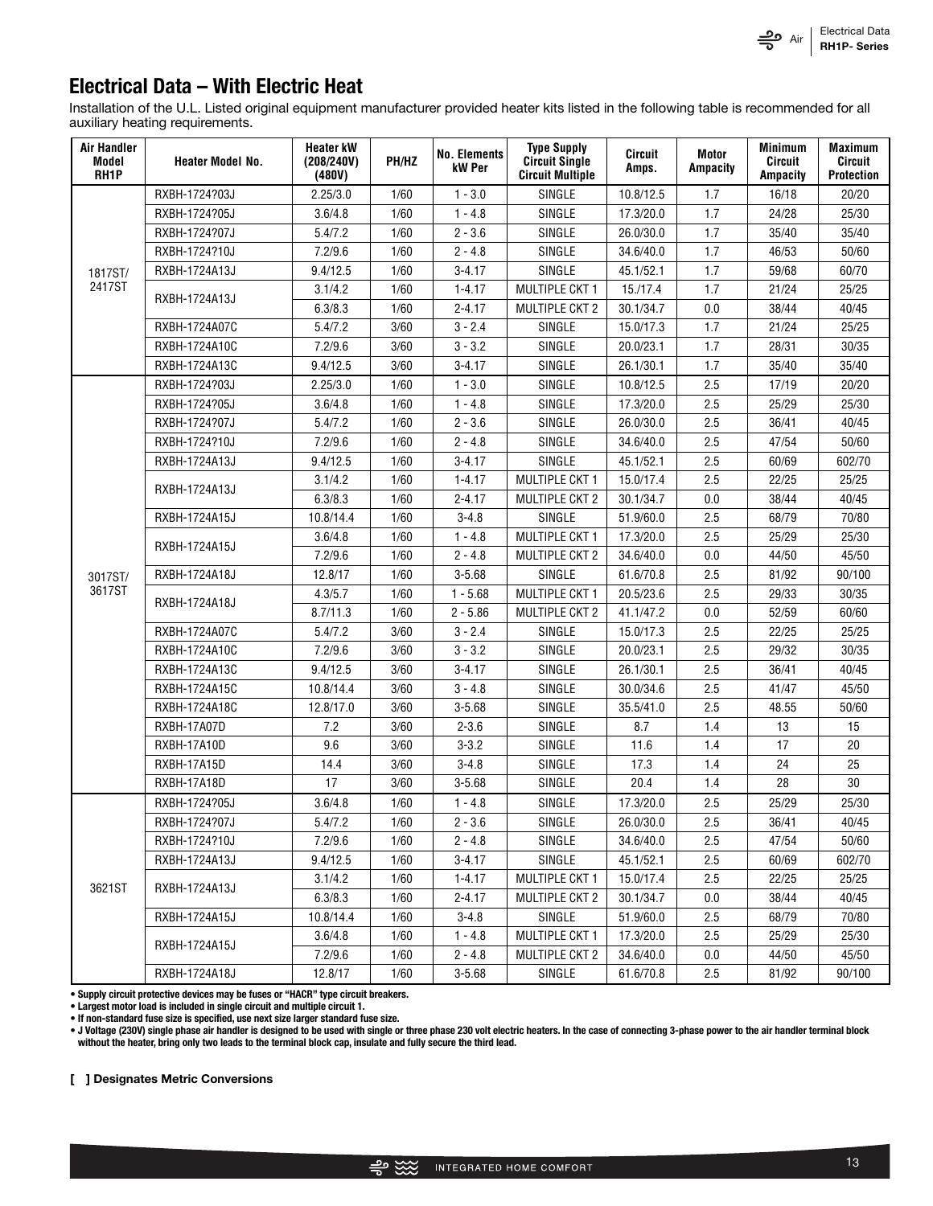## Electrical Data – With Electric Heat

Installation of the U.L. Listed original equipment manufacturer provided heater kits listed in the following table is recommended for all auxiliary heating requirements.

| Air Handler Model RH1P | Heater Model No. | Heater kW (208/240V) (480V) | PH/HZ | No. Elements kW Per | Type Supply Circuit Single Circuit Multiple | Circuit Amps. | Motor Ampacity | Minimum Circuit Ampacity | Maximum Circuit Protection |
|---|---|---|---|---|---|---|---|---|---|
| 1817ST/ 2417ST | RXBH-1724?03J | 2.25/3.0 | 1/60 | 1 - 3.0 | SINGLE | 10.8/12.5 | 1.7 | 16/18 | 20/20 |
| | RXBH-1724?05J | 3.6/4.8 | 1/60 | 1 - 4.8 | SINGLE | 17.3/20.0 | 1.7 | 24/28 | 25/30 |
| | RXBH-1724?07J | 5.4/7.2 | 1/60 | 2 - 3.6 | SINGLE | 26.0/30.0 | 1.7 | 35/40 | 35/40 |
| | RXBH-1724?10J | 7.2/9.6 | 1/60 | 2 - 4.8 | SINGLE | 34.6/40.0 | 1.7 | 46/53 | 50/60 |
| | RXBH-1724A13J | 9.4/12.5 | 1/60 | 3-4.17 | SINGLE | 45.1/52.1 | 1.7 | 59/68 | 60/70 |
| | RXBH-1724A13J | 3.1/4.2 | 1/60 | 1-4.17 | MULTIPLE CKT 1 | 15./17.4 | 1.7 | 21/24 | 25/25 |
| | | 6.3/8.3 | 1/60 | 2-4.17 | MULTIPLE CKT 2 | 30.1/34.7 | 0.0 | 38/44 | 40/45 |
| | RXBH-1724A07C | 5.4/7.2 | 3/60 | 3 - 2.4 | SINGLE | 15.0/17.3 | 1.7 | 21/24 | 25/25 |
| | RXBH-1724A10C | 7.2/9.6 | 3/60 | 3 - 3.2 | SINGLE | 20.0/23.1 | 1.7 | 28/31 | 30/35 |
| | RXBH-1724A13C | 9.4/12.5 | 3/60 | 3-4.17 | SINGLE | 26.1/30.1 | 1.7 | 35/40 | 35/40 |
| 3017ST/ 3617ST | RXBH-1724?03J | 2.25/3.0 | 1/60 | 1 - 3.0 | SINGLE | 10.8/12.5 | 2.5 | 17/19 | 20/20 |
| | RXBH-1724?05J | 3.6/4.8 | 1/60 | 1 - 4.8 | SINGLE | 17.3/20.0 | 2.5 | 25/29 | 25/30 |
| | RXBH-1724?07J | 5.4/7.2 | 1/60 | 2 - 3.6 | SINGLE | 26.0/30.0 | 2.5 | 36/41 | 40/45 |
| | RXBH-1724?10J | 7.2/9.6 | 1/60 | 2 - 4.8 | SINGLE | 34.6/40.0 | 2.5 | 47/54 | 50/60 |
| | RXBH-1724A13J | 9.4/12.5 | 1/60 | 3-4.17 | SINGLE | 45.1/52.1 | 2.5 | 60/69 | 602/70 |
| | RXBH-1724A13J | 3.1/4.2 | 1/60 | 1-4.17 | MULTIPLE CKT 1 | 15.0/17.4 | 2.5 | 22/25 | 25/25 |
| | | 6.3/8.3 | 1/60 | 2-4.17 | MULTIPLE CKT 2 | 30.1/34.7 | 0.0 | 38/44 | 40/45 |
| | RXBH-1724A15J | 10.8/14.4 | 1/60 | 3-4.8 | SINGLE | 51.9/60.0 | 2.5 | 68/79 | 70/80 |
| | RXBH-1724A15J | 3.6/4.8 | 1/60 | 1 - 4.8 | MULTIPLE CKT 1 | 17.3/20.0 | 2.5 | 25/29 | 25/30 |
| | | 7.2/9.6 | 1/60 | 2 - 4.8 | MULTIPLE CKT 2 | 34.6/40.0 | 0.0 | 44/50 | 45/50 |
| | RXBH-1724A18J | 12.8/17 | 1/60 | 3-5.68 | SINGLE | 61.6/70.8 | 2.5 | 81/92 | 90/100 |
| | RXBH-1724A18J | 4.3/5.7 | 1/60 | 1 - 5.68 | MULTIPLE CKT 1 | 20.5/23.6 | 2.5 | 29/33 | 30/35 |
| | | 8.7/11.3 | 1/60 | 2 - 5.86 | MULTIPLE CKT 2 | 41.1/47.2 | 0.0 | 52/59 | 60/60 |
| | RXBH-1724A07C | 5.4/7.2 | 3/60 | 3 - 2.4 | SINGLE | 15.0/17.3 | 2.5 | 22/25 | 25/25 |
| | RXBH-1724A10C | 7.2/9.6 | 3/60 | 3 - 3.2 | SINGLE | 20.0/23.1 | 2.5 | 29/32 | 30/35 |
| | RXBH-1724A13C | 9.4/12.5 | 3/60 | 3-4.17 | SINGLE | 26.1/30.1 | 2.5 | 36/41 | 40/45 |
| | RXBH-1724A15C | 10.8/14.4 | 3/60 | 3 - 4.8 | SINGLE | 30.0/34.6 | 2.5 | 41/47 | 45/50 |
| | RXBH-1724A18C | 12.8/17.0 | 3/60 | 3-5.68 | SINGLE | 35.5/41.0 | 2.5 | 48.55 | 50/60 |
| | RXBH-17A07D | 7.2 | 3/60 | 2-3.6 | SINGLE | 8.7 | 1.4 | 13 | 15 |
| | RXBH-17A10D | 9.6 | 3/60 | 3-3.2 | SINGLE | 11.6 | 1.4 | 17 | 20 |
| | RXBH-17A15D | 14.4 | 3/60 | 3-4.8 | SINGLE | 17.3 | 1.4 | 24 | 25 |
| | RXBH-17A18D | 17 | 3/60 | 3-5.68 | SINGLE | 20.4 | 1.4 | 28 | 30 |
| 3621ST | RXBH-1724?05J | 3.6/4.8 | 1/60 | 1 - 4.8 | SINGLE | 17.3/20.0 | 2.5 | 25/29 | 25/30 |
| | RXBH-1724?07J | 5.4/7.2 | 1/60 | 2 - 3.6 | SINGLE | 26.0/30.0 | 2.5 | 36/41 | 40/45 |
| | RXBH-1724?10J | 7.2/9.6 | 1/60 | 2 - 4.8 | SINGLE | 34.6/40.0 | 2.5 | 47/54 | 50/60 |
| | RXBH-1724A13J | 9.4/12.5 | 1/60 | 3-4.17 | SINGLE | 45.1/52.1 | 2.5 | 60/69 | 602/70 |
| | RXBH-1724A13J | 3.1/4.2 | 1/60 | 1-4.17 | MULTIPLE CKT 1 | 15.0/17.4 | 2.5 | 22/25 | 25/25 |
| | | 6.3/8.3 | 1/60 | 2-4.17 | MULTIPLE CKT 2 | 30.1/34.7 | 0.0 | 38/44 | 40/45 |
| | RXBH-1724A15J | 10.8/14.4 | 1/60 | 3-4.8 | SINGLE | 51.9/60.0 | 2.5 | 68/79 | 70/80 |
| | RXBH-1724A15J | 3.6/4.8 | 1/60 | 1 - 4.8 | MULTIPLE CKT 1 | 17.3/20.0 | 2.5 | 25/29 | 25/30 |
| | | 7.2/9.6 | 1/60 | 2 - 4.8 | MULTIPLE CKT 2 | 34.6/40.0 | 0.0 | 44/50 | 45/50 |
| | RXBH-1724A18J | 12.8/17 | 1/60 | 3-5.68 | SINGLE | 61.6/70.8 | 2.5 | 81/92 | 90/100 |

- **Supply circuit protective devices may be fuses or "HACR" type circuit breakers.**
- **Largest motor load is included in single circuit and multiple circuit 1.**
- **If non-standard fuse size is specified, use next size larger standard fuse size.**
- **J Voltage (230V) single phase air handler is designed to be used with single or three phase 230 volt electric heaters. In the case of connecting 3-phase power to the air handler terminal block without the heater, bring only two leads to the terminal block cap, insulate and fully secure the third lead.**

**[ ] Designates Metric Conversions**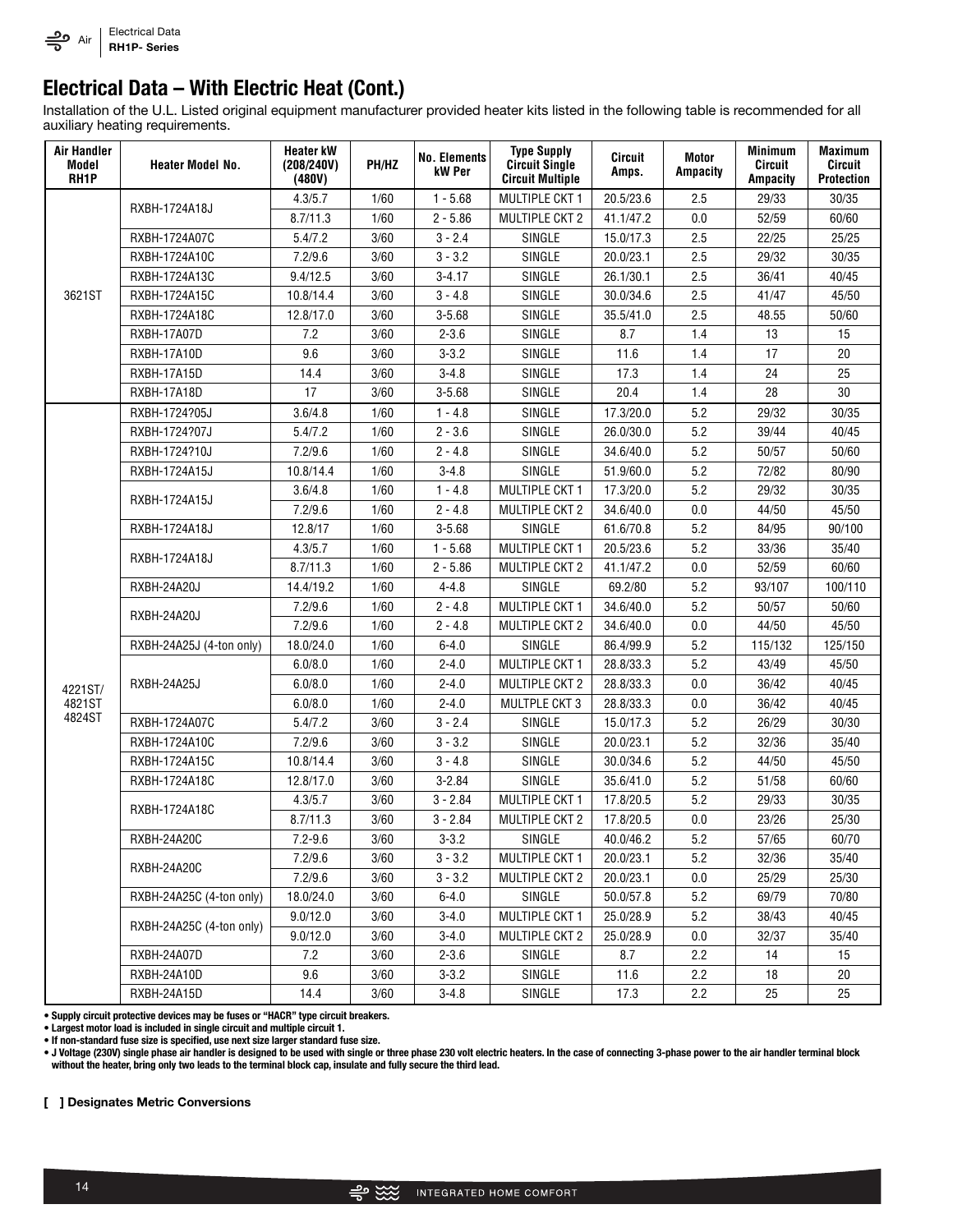## Electrical Data – With Electric Heat (Cont.)

Installation of the U.L. Listed original equipment manufacturer provided heater kits listed in the following table is recommended for all auxiliary heating requirements.

| Air Handler Model RH1P | Heater Model No. | Heater kW (208/240V) (480V) | PH/HZ | No. Elements kW Per | Type Supply Circuit Single Circuit Multiple | Circuit Amps. | Motor Ampacity | Minimum Circuit Ampacity | Maximum Circuit Protection |
|---|---|---|---|---|---|---|---|---|---|
| 3621ST | RXBH-1724A18J | 4.3/5.7 | 1/60 | 1 - 5.68 | MULTIPLE CKT 1 | 20.5/23.6 | 2.5 | 29/33 | 30/35 |
| | | 8.7/11.3 | 1/60 | 2 - 5.86 | MULTIPLE CKT 2 | 41.1/47.2 | 0.0 | 52/59 | 60/60 |
| | RXBH-1724A07C | 5.4/7.2 | 3/60 | 3 - 2.4 | SINGLE | 15.0/17.3 | 2.5 | 22/25 | 25/25 |
| | RXBH-1724A10C | 7.2/9.6 | 3/60 | 3 - 3.2 | SINGLE | 20.0/23.1 | 2.5 | 29/32 | 30/35 |
| | RXBH-1724A13C | 9.4/12.5 | 3/60 | 3-4.17 | SINGLE | 26.1/30.1 | 2.5 | 36/41 | 40/45 |
| | RXBH-1724A15C | 10.8/14.4 | 3/60 | 3 - 4.8 | SINGLE | 30.0/34.6 | 2.5 | 41/47 | 45/50 |
| | RXBH-1724A18C | 12.8/17.0 | 3/60 | 3-5.68 | SINGLE | 35.5/41.0 | 2.5 | 48.55 | 50/60 |
| | RXBH-17A07D | 7.2 | 3/60 | 2-3.6 | SINGLE | 8.7 | 1.4 | 13 | 15 |
| | RXBH-17A10D | 9.6 | 3/60 | 3-3.2 | SINGLE | 11.6 | 1.4 | 17 | 20 |
| | RXBH-17A15D | 14.4 | 3/60 | 3-4.8 | SINGLE | 17.3 | 1.4 | 24 | 25 |
| | RXBH-17A18D | 17 | 3/60 | 3-5.68 | SINGLE | 20.4 | 1.4 | 28 | 30 |
| 4221ST/ 4821ST 4824ST | RXBH-1724?05J | 3.6/4.8 | 1/60 | 1 - 4.8 | SINGLE | 17.3/20.0 | 5.2 | 29/32 | 30/35 |
| | RXBH-1724?07J | 5.4/7.2 | 1/60 | 2 - 3.6 | SINGLE | 26.0/30.0 | 5.2 | 39/44 | 40/45 |
| | RXBH-1724?10J | 7.2/9.6 | 1/60 | 2 - 4.8 | SINGLE | 34.6/40.0 | 5.2 | 50/57 | 50/60 |
| | RXBH-1724A15J | 10.8/14.4 | 1/60 | 3-4.8 | SINGLE | 51.9/60.0 | 5.2 | 72/82 | 80/90 |
| | RXBH-1724A15J | 3.6/4.8 | 1/60 | 1 - 4.8 | MULTIPLE CKT 1 | 17.3/20.0 | 5.2 | 29/32 | 30/35 |
| | | 7.2/9.6 | 1/60 | 2 - 4.8 | MULTIPLE CKT 2 | 34.6/40.0 | 0.0 | 44/50 | 45/50 |
| | RXBH-1724A18J | 12.8/17 | 1/60 | 3-5.68 | SINGLE | 61.6/70.8 | 5.2 | 84/95 | 90/100 |
| | RXBH-1724A18J | 4.3/5.7 | 1/60 | 1 - 5.68 | MULTIPLE CKT 1 | 20.5/23.6 | 5.2 | 33/36 | 35/40 |
| | | 8.7/11.3 | 1/60 | 2 - 5.86 | MULTIPLE CKT 2 | 41.1/47.2 | 0.0 | 52/59 | 60/60 |
| | RXBH-24A20J | 14.4/19.2 | 1/60 | 4-4.8 | SINGLE | 69.2/80 | 5.2 | 93/107 | 100/110 |
| | RXBH-24A20J | 7.2/9.6 | 1/60 | 2 - 4.8 | MULTIPLE CKT 1 | 34.6/40.0 | 5.2 | 50/57 | 50/60 |
| | | 7.2/9.6 | 1/60 | 2 - 4.8 | MULTIPLE CKT 2 | 34.6/40.0 | 0.0 | 44/50 | 45/50 |
| | RXBH-24A25J (4-ton only) | 18.0/24.0 | 1/60 | 6-4.0 | SINGLE | 86.4/99.9 | 5.2 | 115/132 | 125/150 |
| | RXBH-24A25J | 6.0/8.0 | 1/60 | 2-4.0 | MULTIPLE CKT 1 | 28.8/33.3 | 5.2 | 43/49 | 45/50 |
| | | 6.0/8.0 | 1/60 | 2-4.0 | MULTIPLE CKT 2 | 28.8/33.3 | 0.0 | 36/42 | 40/45 |
| | | 6.0/8.0 | 1/60 | 2-4.0 | MULTPLE CKT 3 | 28.8/33.3 | 0.0 | 36/42 | 40/45 |
| | RXBH-1724A07C | 5.4/7.2 | 3/60 | 3 - 2.4 | SINGLE | 15.0/17.3 | 5.2 | 26/29 | 30/30 |
| | RXBH-1724A10C | 7.2/9.6 | 3/60 | 3 - 3.2 | SINGLE | 20.0/23.1 | 5.2 | 32/36 | 35/40 |
| | RXBH-1724A15C | 10.8/14.4 | 3/60 | 3 - 4.8 | SINGLE | 30.0/34.6 | 5.2 | 44/50 | 45/50 |
| | RXBH-1724A18C | 12.8/17.0 | 3/60 | 3-2.84 | SINGLE | 35.6/41.0 | 5.2 | 51/58 | 60/60 |
| | RXBH-1724A18C | 4.3/5.7 | 3/60 | 3 - 2.84 | MULTIPLE CKT 1 | 17.8/20.5 | 5.2 | 29/33 | 30/35 |
| | | 8.7/11.3 | 3/60 | 3 - 2.84 | MULTIPLE CKT 2 | 17.8/20.5 | 0.0 | 23/26 | 25/30 |
| | RXBH-24A20C | 7.2-9.6 | 3/60 | 3-3.2 | SINGLE | 40.0/46.2 | 5.2 | 57/65 | 60/70 |
| | RXBH-24A20C | 7.2/9.6 | 3/60 | 3 - 3.2 | MULTIPLE CKT 1 | 20.0/23.1 | 5.2 | 32/36 | 35/40 |
| | | 7.2/9.6 | 3/60 | 3 - 3.2 | MULTIPLE CKT 2 | 20.0/23.1 | 0.0 | 25/29 | 25/30 |
| | RXBH-24A25C (4-ton only) | 18.0/24.0 | 3/60 | 6-4.0 | SINGLE | 50.0/57.8 | 5.2 | 69/79 | 70/80 |
| | RXBH-24A25C (4-ton only) | 9.0/12.0 | 3/60 | 3-4.0 | MULTIPLE CKT 1 | 25.0/28.9 | 5.2 | 38/43 | 40/45 |
| | | 9.0/12.0 | 3/60 | 3-4.0 | MULTIPLE CKT 2 | 25.0/28.9 | 0.0 | 32/37 | 35/40 |
| | RXBH-24A07D | 7.2 | 3/60 | 2-3.6 | SINGLE | 8.7 | 2.2 | 14 | 15 |
| | RXBH-24A10D | 9.6 | 3/60 | 3-3.2 | SINGLE | 11.6 | 2.2 | 18 | 20 |
| | RXBH-24A15D | 14.4 | 3/60 | 3-4.8 | SINGLE | 17.3 | 2.2 | 25 | 25 |

- **Supply circuit protective devices may be fuses or "HACR" type circuit breakers.**
- **Largest motor load is included in single circuit and multiple circuit 1.**
- **If non-standard fuse size is specified, use next size larger standard fuse size.**
- **J Voltage (230V) single phase air handler is designed to be used with single or three phase 230 volt electric heaters. In the case of connecting 3-phase power to the air handler terminal block without the heater, bring only two leads to the terminal block cap, insulate and fully secure the third lead.**

**[ ] Designates Metric Conversions**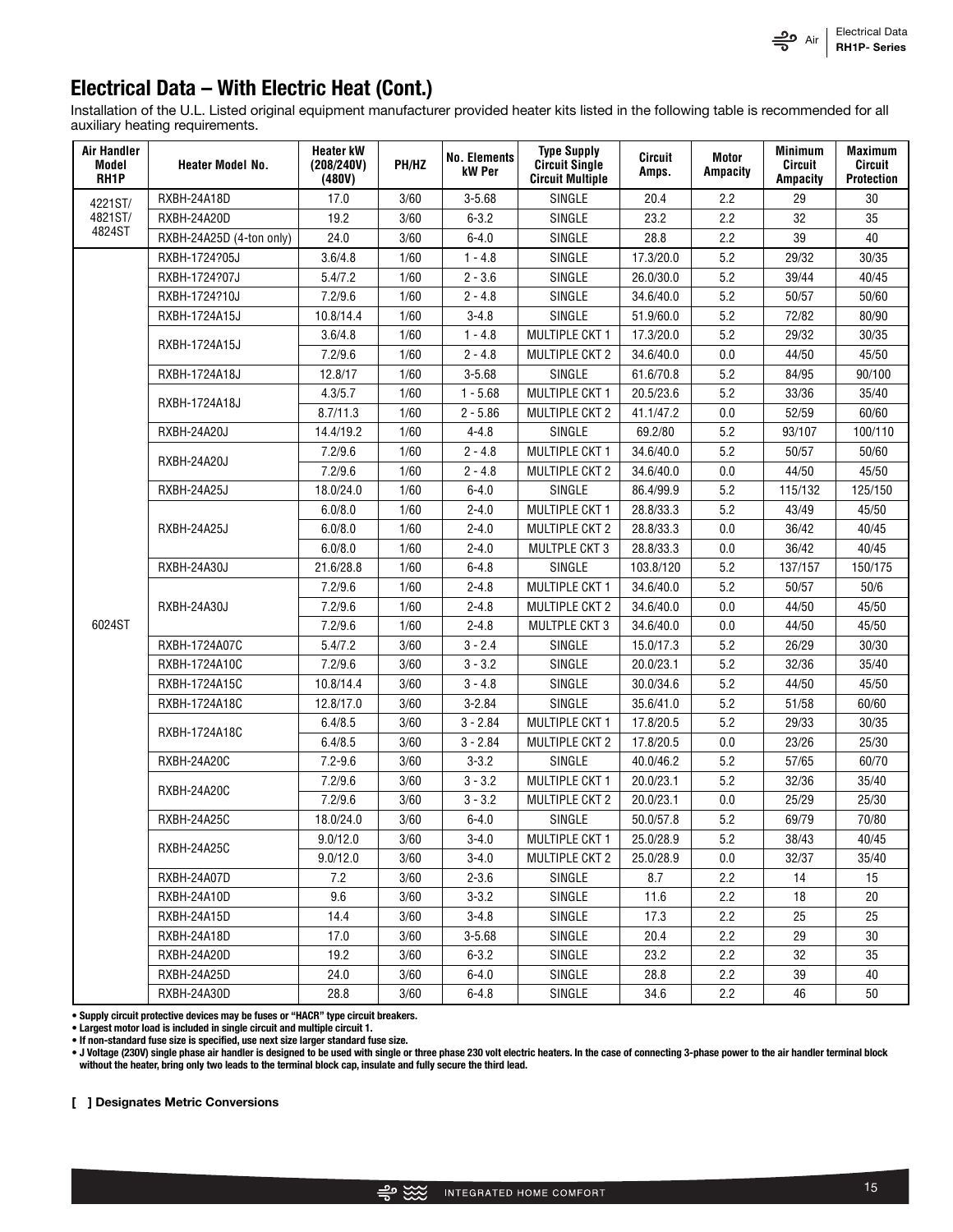## Electrical Data – With Electric Heat (Cont.)

Installation of the U.L. Listed original equipment manufacturer provided heater kits listed in the following table is recommended for all auxiliary heating requirements.

| Air Handler Model RH1P | Heater Model No. | Heater kW (208/240V) (480V) | PH/HZ | No. Elements kW Per | Type Supply Circuit Single Circuit Multiple | Circuit Amps. | Motor Ampacity | Minimum Circuit Ampacity | Maximum Circuit Protection |
|---|---|---|---|---|---|---|---|---|---|
| 4221ST/ 4821ST/ 4824ST | RXBH-24A18D | 17.0 | 3/60 | 3-5.68 | SINGLE | 20.4 | 2.2 | 29 | 30 |
| | RXBH-24A20D | 19.2 | 3/60 | 6-3.2 | SINGLE | 23.2 | 2.2 | 32 | 35 |
| | RXBH-24A25D (4-ton only) | 24.0 | 3/60 | 6-4.0 | SINGLE | 28.8 | 2.2 | 39 | 40 |
| 6024ST | RXBH-1724?05J | 3.6/4.8 | 1/60 | 1 - 4.8 | SINGLE | 17.3/20.0 | 5.2 | 29/32 | 30/35 |
| | RXBH-1724?07J | 5.4/7.2 | 1/60 | 2 - 3.6 | SINGLE | 26.0/30.0 | 5.2 | 39/44 | 40/45 |
| | RXBH-1724?10J | 7.2/9.6 | 1/60 | 2 - 4.8 | SINGLE | 34.6/40.0 | 5.2 | 50/57 | 50/60 |
| | RXBH-1724A15J | 10.8/14.4 | 1/60 | 3-4.8 | SINGLE | 51.9/60.0 | 5.2 | 72/82 | 80/90 |
| | RXBH-1724A15J | 3.6/4.8 | 1/60 | 1 - 4.8 | MULTIPLE CKT 1 | 17.3/20.0 | 5.2 | 29/32 | 30/35 |
| | | 7.2/9.6 | 1/60 | 2 - 4.8 | MULTIPLE CKT 2 | 34.6/40.0 | 0.0 | 44/50 | 45/50 |
| | RXBH-1724A18J | 12.8/17 | 1/60 | 3-5.68 | SINGLE | 61.6/70.8 | 5.2 | 84/95 | 90/100 |
| | RXBH-1724A18J | 4.3/5.7 | 1/60 | 1 - 5.68 | MULTIPLE CKT 1 | 20.5/23.6 | 5.2 | 33/36 | 35/40 |
| | | 8.7/11.3 | 1/60 | 2 - 5.86 | MULTIPLE CKT 2 | 41.1/47.2 | 0.0 | 52/59 | 60/60 |
| | RXBH-24A20J | 14.4/19.2 | 1/60 | 4-4.8 | SINGLE | 69.2/80 | 5.2 | 93/107 | 100/110 |
| | RXBH-24A20J | 7.2/9.6 | 1/60 | 2 - 4.8 | MULTIPLE CKT 1 | 34.6/40.0 | 5.2 | 50/57 | 50/60 |
| | | 7.2/9.6 | 1/60 | 2 - 4.8 | MULTIPLE CKT 2 | 34.6/40.0 | 0.0 | 44/50 | 45/50 |
| | RXBH-24A25J | 18.0/24.0 | 1/60 | 6-4.0 | SINGLE | 86.4/99.9 | 5.2 | 115/132 | 125/150 |
| | RXBH-24A25J | 6.0/8.0 | 1/60 | 2-4.0 | MULTIPLE CKT 1 | 28.8/33.3 | 5.2 | 43/49 | 45/50 |
| | | 6.0/8.0 | 1/60 | 2-4.0 | MULTIPLE CKT 2 | 28.8/33.3 | 0.0 | 36/42 | 40/45 |
| | | 6.0/8.0 | 1/60 | 2-4.0 | MULTPLE CKT 3 | 28.8/33.3 | 0.0 | 36/42 | 40/45 |
| | RXBH-24A30J | 21.6/28.8 | 1/60 | 6-4.8 | SINGLE | 103.8/120 | 5.2 | 137/157 | 150/175 |
| | RXBH-24A30J | 7.2/9.6 | 1/60 | 2-4.8 | MULTIPLE CKT 1 | 34.6/40.0 | 5.2 | 50/57 | 50/6 |
| | | 7.2/9.6 | 1/60 | 2-4.8 | MULTIPLE CKT 2 | 34.6/40.0 | 0.0 | 44/50 | 45/50 |
| | | 7.2/9.6 | 1/60 | 2-4.8 | MULTPLE CKT 3 | 34.6/40.0 | 0.0 | 44/50 | 45/50 |
| | RXBH-1724A07C | 5.4/7.2 | 3/60 | 3 - 2.4 | SINGLE | 15.0/17.3 | 5.2 | 26/29 | 30/30 |
| | RXBH-1724A10C | 7.2/9.6 | 3/60 | 3 - 3.2 | SINGLE | 20.0/23.1 | 5.2 | 32/36 | 35/40 |
| | RXBH-1724A15C | 10.8/14.4 | 3/60 | 3 - 4.8 | SINGLE | 30.0/34.6 | 5.2 | 44/50 | 45/50 |
| | RXBH-1724A18C | 12.8/17.0 | 3/60 | 3-2.84 | SINGLE | 35.6/41.0 | 5.2 | 51/58 | 60/60 |
| | RXBH-1724A18C | 6.4/8.5 | 3/60 | 3 - 2.84 | MULTIPLE CKT 1 | 17.8/20.5 | 5.2 | 29/33 | 30/35 |
| | | 6.4/8.5 | 3/60 | 3 - 2.84 | MULTIPLE CKT 2 | 17.8/20.5 | 0.0 | 23/26 | 25/30 |
| | RXBH-24A20C | 7.2-9.6 | 3/60 | 3-3.2 | SINGLE | 40.0/46.2 | 5.2 | 57/65 | 60/70 |
| | RXBH-24A20C | 7.2/9.6 | 3/60 | 3 - 3.2 | MULTIPLE CKT 1 | 20.0/23.1 | 5.2 | 32/36 | 35/40 |
| | | 7.2/9.6 | 3/60 | 3 - 3.2 | MULTIPLE CKT 2 | 20.0/23.1 | 0.0 | 25/29 | 25/30 |
| | RXBH-24A25C | 18.0/24.0 | 3/60 | 6-4.0 | SINGLE | 50.0/57.8 | 5.2 | 69/79 | 70/80 |
| | RXBH-24A25C | 9.0/12.0 | 3/60 | 3-4.0 | MULTIPLE CKT 1 | 25.0/28.9 | 5.2 | 38/43 | 40/45 |
| | | 9.0/12.0 | 3/60 | 3-4.0 | MULTIPLE CKT 2 | 25.0/28.9 | 0.0 | 32/37 | 35/40 |
| | RXBH-24A07D | 7.2 | 3/60 | 2-3.6 | SINGLE | 8.7 | 2.2 | 14 | 15 |
| | RXBH-24A10D | 9.6 | 3/60 | 3-3.2 | SINGLE | 11.6 | 2.2 | 18 | 20 |
| | RXBH-24A15D | 14.4 | 3/60 | 3-4.8 | SINGLE | 17.3 | 2.2 | 25 | 25 |
| | RXBH-24A18D | 17.0 | 3/60 | 3-5.68 | SINGLE | 20.4 | 2.2 | 29 | 30 |
| | RXBH-24A20D | 19.2 | 3/60 | 6-3.2 | SINGLE | 23.2 | 2.2 | 32 | 35 |
| | RXBH-24A25D | 24.0 | 3/60 | 6-4.0 | SINGLE | 28.8 | 2.2 | 39 | 40 |
| | RXBH-24A30D | 28.8 | 3/60 | 6-4.8 | SINGLE | 34.6 | 2.2 | 46 | 50 |

- **Supply circuit protective devices may be fuses or "HACR" type circuit breakers.**
- **Largest motor load is included in single circuit and multiple circuit 1.**
- **If non-standard fuse size is specified, use next size larger standard fuse size.**
- **J Voltage (230V) single phase air handler is designed to be used with single or three phase 230 volt electric heaters. In the case of connecting 3-phase power to the air handler terminal block without the heater, bring only two leads to the terminal block cap, insulate and fully secure the third lead.**

**[ ] Designates Metric Conversions**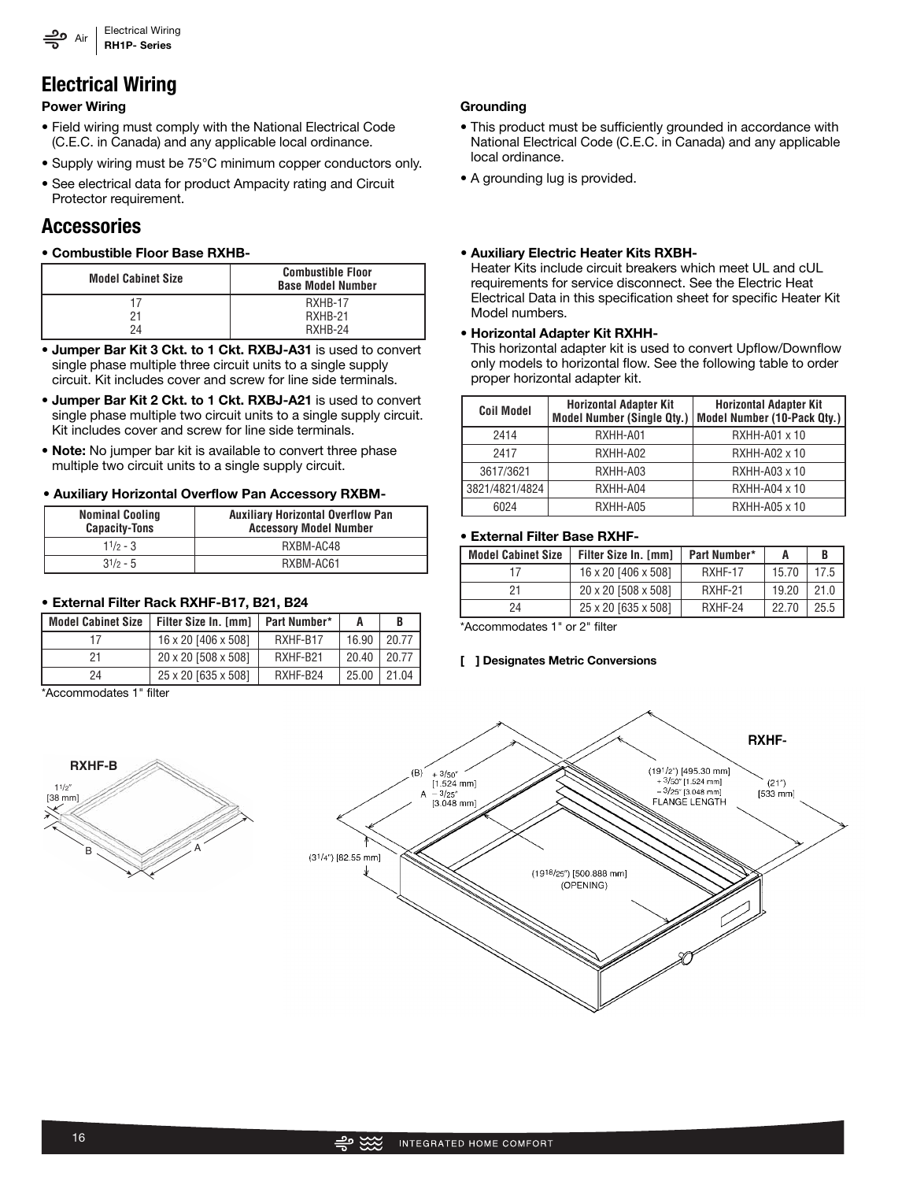# Electrical Wiring

### Power Wiring

- Field wiring must comply with the National Electrical Code (C.E.C. in Canada) and any applicable local ordinance.
- Supply wiring must be 75°C minimum copper conductors only.
- See electrical data for product Ampacity rating and Circuit Protector requirement.

### Grounding

- This product must be sufficiently grounded in accordance with National Electrical Code (C.E.C. in Canada) and any applicable local ordinance.
- A grounding lug is provided.

# Accessories

- **Combustible Floor Base RXHB-**

| Model Cabinet Size | Combustible Floor Base Model Number |
|---|---|
| 17 | RXHB-17 |
| 21 | RXHB-21 |
| 24 | RXHB-24 |

- **Jumper Bar Kit 3 Ckt. to 1 Ckt. RXBJ-A31** is used to convert single phase multiple three circuit units to a single supply circuit. Kit includes cover and screw for line side terminals.
- **Jumper Bar Kit 2 Ckt. to 1 Ckt. RXBJ-A21** is used to convert single phase multiple two circuit units to a single supply circuit. Kit includes cover and screw for line side terminals.
- **Note:** No jumper bar kit is available to convert three phase multiple two circuit units to a single supply circuit.

- **Auxiliary Horizontal Overflow Pan Accessory RXBM-**

| Nominal Cooling Capacity-Tons | Auxiliary Horizontal Overflow Pan Accessory Model Number |
|---|---|
| 1½ - 3 | RXBM-AC48 |
| 3½ - 5 | RXBM-AC61 |

- **External Filter Rack RXHF-B17, B21, B24**

| Model Cabinet Size | Filter Size In. [mm] | Part Number* | A | B |
|---|---|---|---|---|
| 17 | 16 x 20 [406 x 508] | RXHF-B17 | 16.90 | 20.77 |
| 21 | 20 x 20 [508 x 508] | RXHF-B21 | 20.40 | 20.77 |
| 24 | 25 x 20 [635 x 508] | RXHF-B24 | 25.00 | 21.04 |

*Accommodates 1" filter

- **Auxiliary Electric Heater Kits RXBH-**
  Heater Kits include circuit breakers which meet UL and cUL requirements for service disconnect. See the Electric Heat Electrical Data in this specification sheet for specific Heater Kit Model numbers.
- **Horizontal Adapter Kit RXHH-**
  This horizontal adapter kit is used to convert Upflow/Downflow only models to horizontal flow. See the following table to order proper horizontal adapter kit.

| Coil Model | Horizontal Adapter Kit Model Number (Single Qty.) | Horizontal Adapter Kit Model Number (10-Pack Qty.) |
|---|---|---|
| 2414 | RXHH-A01 | RXHH-A01 x 10 |
| 2417 | RXHH-A02 | RXHH-A02 x 10 |
| 3617/3621 | RXHH-A03 | RXHH-A03 x 10 |
| 3821/4821/4824 | RXHH-A04 | RXHH-A04 x 10 |
| 6024 | RXHH-A05 | RXHH-A05 x 10 |

- **External Filter Base RXHF-**

| Model Cabinet Size | Filter Size In. [mm] | Part Number* | A | B |
|---|---|---|---|---|
| 17 | 16 x 20 [406 x 508] | RXHF-17 | 15.70 | 17.5 |
| 21 | 20 x 20 [508 x 508] | RXHF-21 | 19.20 | 21.0 |
| 24 | 25 x 20 [635 x 508] | RXHF-24 | 22.70 | 25.5 |

*Accommodates 1" or 2" filter

**[ ] Designates Metric Conversions**

RXHF-B

1½" [38 mm]

B A

RXHF-

(B) + 3/50" [1.524 mm]
A − 3/25" [3.048 mm]

(19½") [495.30 mm] + 3/50" [1.524 mm] − 3/25" [3.048 mm] FLANGE LENGTH

(21") [533 mm]

(3¼") [82.55 mm]

(19 18/25") [500.888 mm] (OPENING)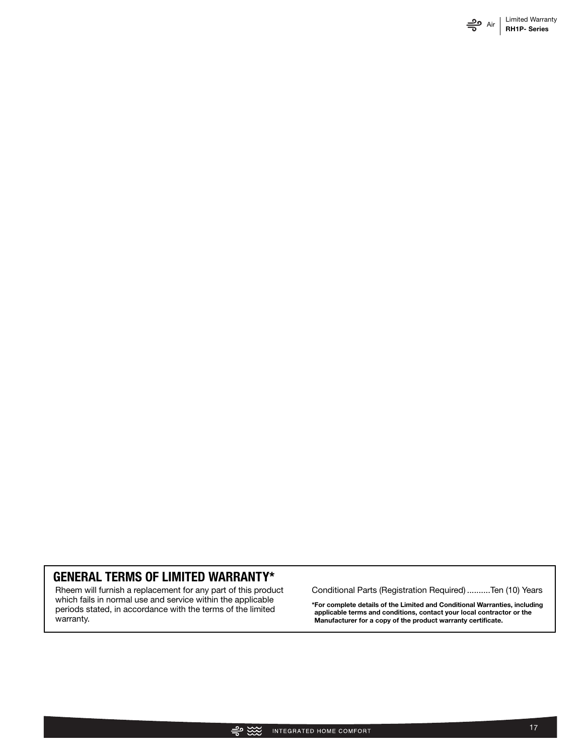## GENERAL TERMS OF LIMITED WARRANTY*

Rheem will furnish a replacement for any part of this product which fails in normal use and service within the applicable periods stated, in accordance with the terms of the limited warranty.

Conditional Parts (Registration Required) ..........Ten (10) Years

**\*For complete details of the Limited and Conditional Warranties, including applicable terms and conditions, contact your local contractor or the Manufacturer for a copy of the product warranty certificate.**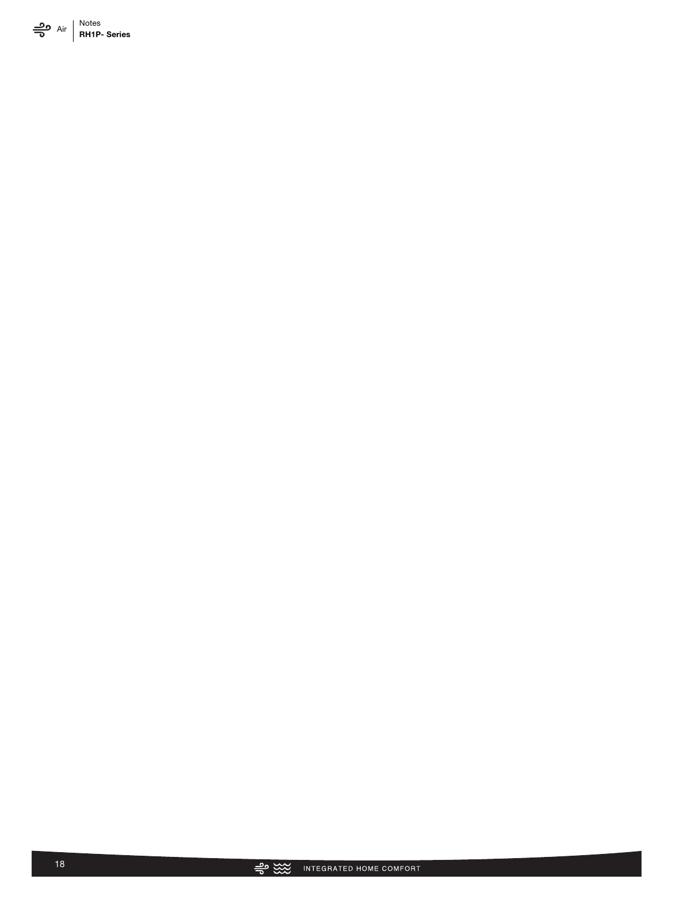# Notes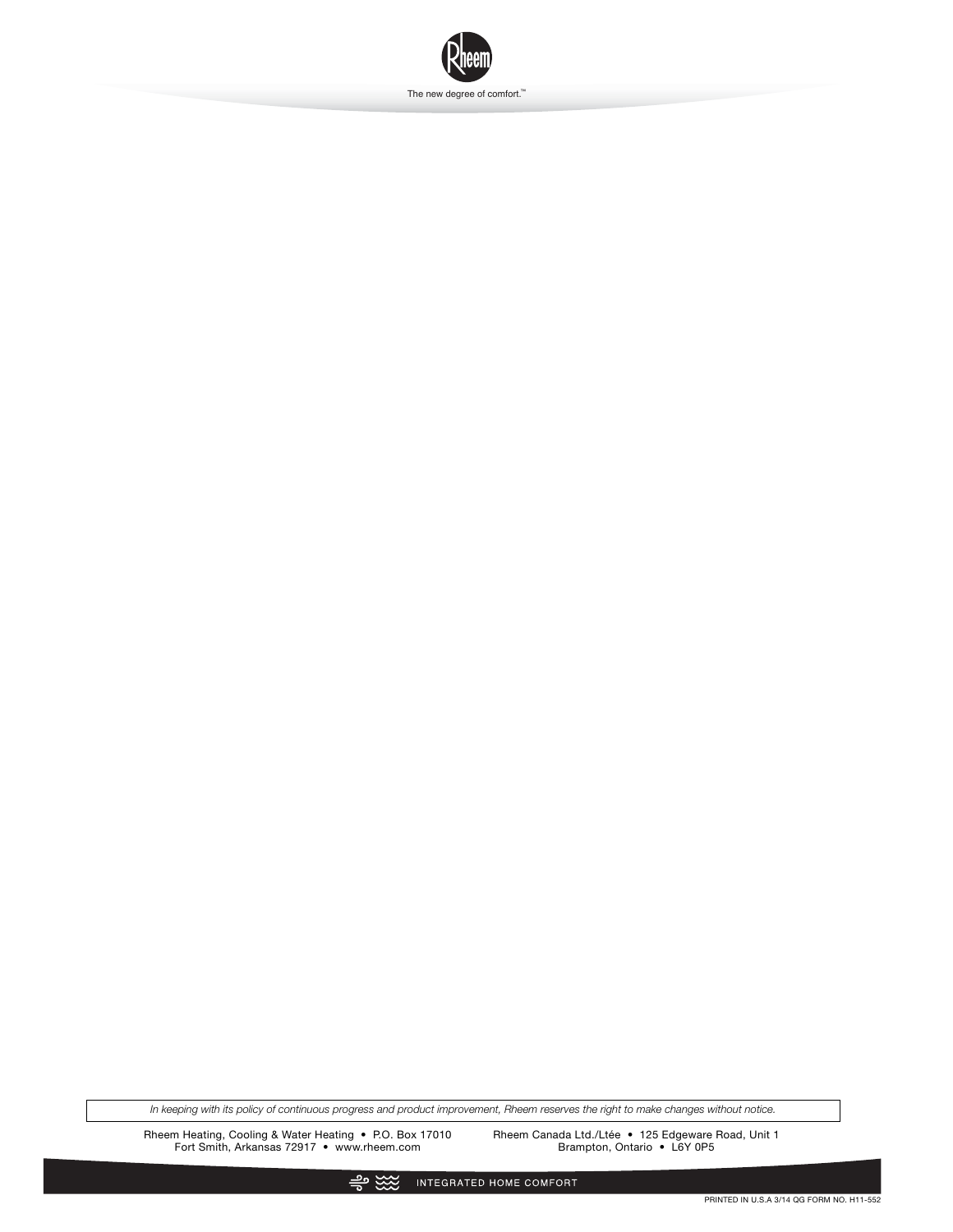The new degree of comfort.™

*In keeping with its policy of continuous progress and product improvement, Rheem reserves the right to make changes without notice.*

Rheem Heating, Cooling & Water Heating • P.O. Box 17010
Fort Smith, Arkansas 72917 • www.rheem.com

Rheem Canada Ltd./Ltée • 125 Edgeware Road, Unit 1
Brampton, Ontario • L6Y 0P5

INTEGRATED HOME COMFORT

PRINTED IN U.S.A 3/14 QG FORM NO. H11-552